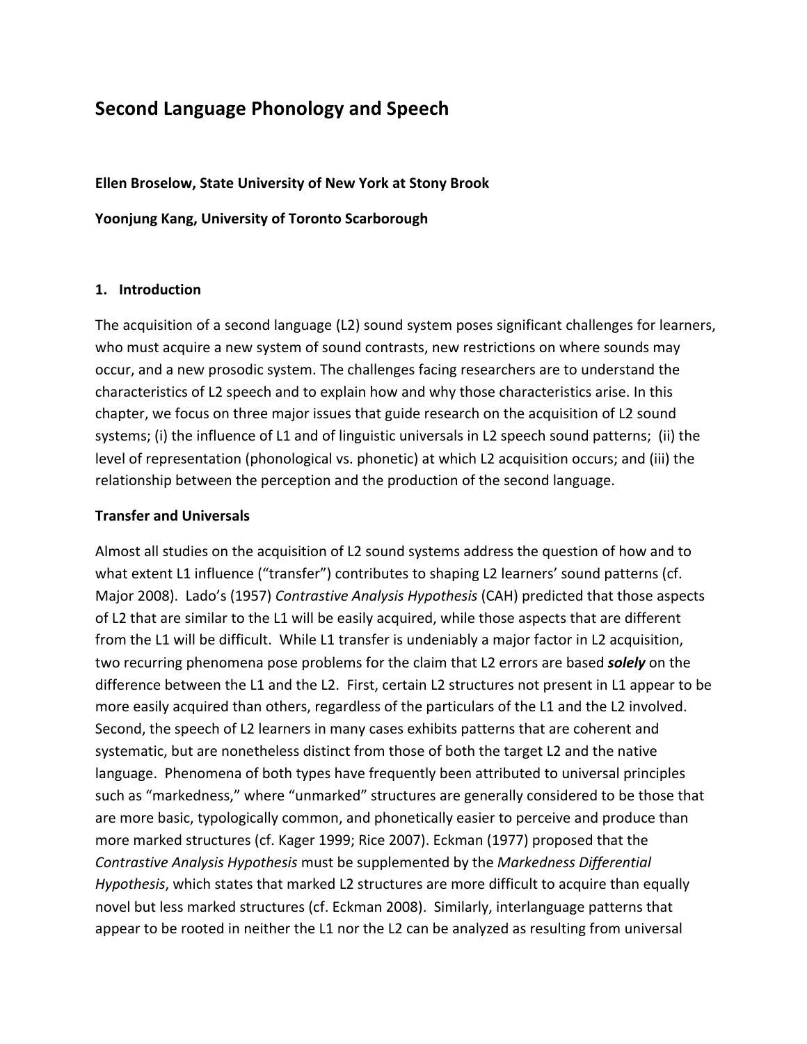# Second Language Phonology and Speech

**Ellen Broselow, State University of New York at Stony Brook**

**Yoonjung Kang, University of Toronto Scarborough**

## 1. Introduction

The acquisition of a second language (L2) sound system poses significant challenges for learners, who must acquire a new system of sound contrasts, new restrictions on where sounds may occur, and a new prosodic system. The challenges facing researchers are to understand the characteristics of L2 speech and to explain how and why those characteristics arise. In this chapter, we focus on three major issues that guide research on the acquisition of L2 sound systems; (i) the influence of L1 and of linguistic universals in L2 speech sound patterns; (ii) the level of representation (phonological vs. phonetic) at which L2 acquisition occurs; and (iii) the relationship between the perception and the production of the second language.

### Transfer and Universals

Almost all studies on the acquisition of L2 sound systems address the question of how and to what extent L1 influence ("transfer") contributes to shaping L2 learners' sound patterns (cf. Major 2008). Lado's (1957) *Contrastive Analysis Hypothesis* (CAH) predicted that those aspects of L2 that are similar to the L1 will be easily acquired, while those aspects that are different from the L1 will be difficult. While L1 transfer is undeniably a major factor in L2 acquisition, two recurring phenomena pose problems for the claim that L2 errors are based ***solely*** on the difference between the L1 and the L2. First, certain L2 structures not present in L1 appear to be more easily acquired than others, regardless of the particulars of the L1 and the L2 involved. Second, the speech of L2 learners in many cases exhibits patterns that are coherent and systematic, but are nonetheless distinct from those of both the target L2 and the native language. Phenomena of both types have frequently been attributed to universal principles such as "markedness," where "unmarked" structures are generally considered to be those that are more basic, typologically common, and phonetically easier to perceive and produce than more marked structures (cf. Kager 1999; Rice 2007). Eckman (1977) proposed that the *Contrastive Analysis Hypothesis* must be supplemented by the *Markedness Differential Hypothesis*, which states that marked L2 structures are more difficult to acquire than equally novel but less marked structures (cf. Eckman 2008). Similarly, interlanguage patterns that appear to be rooted in neither the L1 nor the L2 can be analyzed as resulting from universal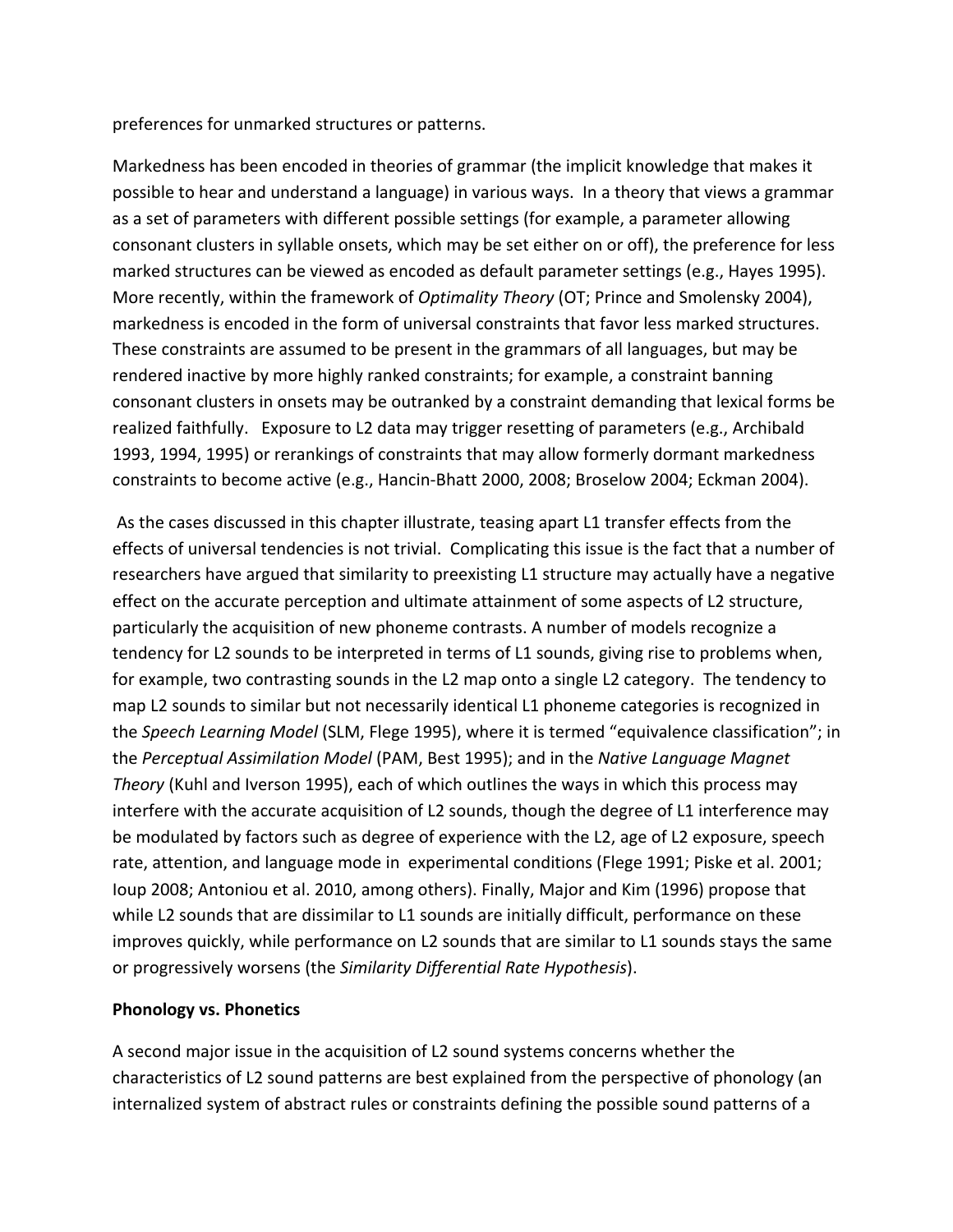preferences for unmarked structures or patterns.

Markedness has been encoded in theories of grammar (the implicit knowledge that makes it possible to hear and understand a language) in various ways. In a theory that views a grammar as a set of parameters with different possible settings (for example, a parameter allowing consonant clusters in syllable onsets, which may be set either on or off), the preference for less marked structures can be viewed as encoded as default parameter settings (e.g., Hayes 1995). More recently, within the framework of *Optimality Theory* (OT; Prince and Smolensky 2004), markedness is encoded in the form of universal constraints that favor less marked structures. These constraints are assumed to be present in the grammars of all languages, but may be rendered inactive by more highly ranked constraints; for example, a constraint banning consonant clusters in onsets may be outranked by a constraint demanding that lexical forms be realized faithfully. Exposure to L2 data may trigger resetting of parameters (e.g., Archibald 1993, 1994, 1995) or rerankings of constraints that may allow formerly dormant markedness constraints to become active (e.g., Hancin-Bhatt 2000, 2008; Broselow 2004; Eckman 2004).

As the cases discussed in this chapter illustrate, teasing apart L1 transfer effects from the effects of universal tendencies is not trivial. Complicating this issue is the fact that a number of researchers have argued that similarity to preexisting L1 structure may actually have a negative effect on the accurate perception and ultimate attainment of some aspects of L2 structure, particularly the acquisition of new phoneme contrasts. A number of models recognize a tendency for L2 sounds to be interpreted in terms of L1 sounds, giving rise to problems when, for example, two contrasting sounds in the L2 map onto a single L2 category. The tendency to map L2 sounds to similar but not necessarily identical L1 phoneme categories is recognized in the *Speech Learning Model* (SLM, Flege 1995), where it is termed "equivalence classification"; in the *Perceptual Assimilation Model* (PAM, Best 1995); and in the *Native Language Magnet Theory* (Kuhl and Iverson 1995), each of which outlines the ways in which this process may interfere with the accurate acquisition of L2 sounds, though the degree of L1 interference may be modulated by factors such as degree of experience with the L2, age of L2 exposure, speech rate, attention, and language mode in experimental conditions (Flege 1991; Piske et al. 2001; Ioup 2008; Antoniou et al. 2010, among others). Finally, Major and Kim (1996) propose that while L2 sounds that are dissimilar to L1 sounds are initially difficult, performance on these improves quickly, while performance on L2 sounds that are similar to L1 sounds stays the same or progressively worsens (the *Similarity Differential Rate Hypothesis*).

**Phonology vs. Phonetics**

A second major issue in the acquisition of L2 sound systems concerns whether the characteristics of L2 sound patterns are best explained from the perspective of phonology (an internalized system of abstract rules or constraints defining the possible sound patterns of a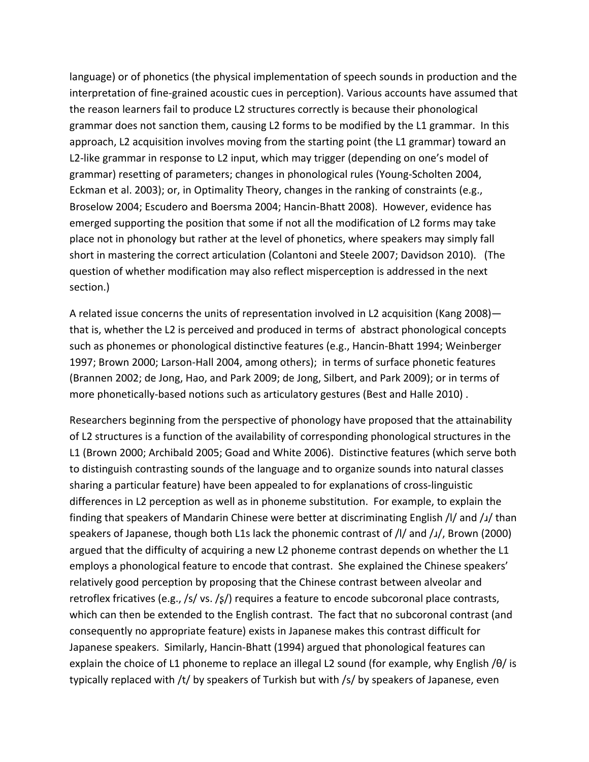language) or of phonetics (the physical implementation of speech sounds in production and the interpretation of fine-grained acoustic cues in perception). Various accounts have assumed that the reason learners fail to produce L2 structures correctly is because their phonological grammar does not sanction them, causing L2 forms to be modified by the L1 grammar. In this approach, L2 acquisition involves moving from the starting point (the L1 grammar) toward an L2-like grammar in response to L2 input, which may trigger (depending on one's model of grammar) resetting of parameters; changes in phonological rules (Young-Scholten 2004, Eckman et al. 2003); or, in Optimality Theory, changes in the ranking of constraints (e.g., Broselow 2004; Escudero and Boersma 2004; Hancin-Bhatt 2008). However, evidence has emerged supporting the position that some if not all the modification of L2 forms may take place not in phonology but rather at the level of phonetics, where speakers may simply fall short in mastering the correct articulation (Colantoni and Steele 2007; Davidson 2010). (The question of whether modification may also reflect misperception is addressed in the next section.)

A related issue concerns the units of representation involved in L2 acquisition (Kang 2008)—that is, whether the L2 is perceived and produced in terms of abstract phonological concepts such as phonemes or phonological distinctive features (e.g., Hancin-Bhatt 1994; Weinberger 1997; Brown 2000; Larson-Hall 2004, among others); in terms of surface phonetic features (Brannen 2002; de Jong, Hao, and Park 2009; de Jong, Silbert, and Park 2009); or in terms of more phonetically-based notions such as articulatory gestures (Best and Halle 2010) .

Researchers beginning from the perspective of phonology have proposed that the attainability of L2 structures is a function of the availability of corresponding phonological structures in the L1 (Brown 2000; Archibald 2005; Goad and White 2006). Distinctive features (which serve both to distinguish contrasting sounds of the language and to organize sounds into natural classes sharing a particular feature) have been appealed to for explanations of cross-linguistic differences in L2 perception as well as in phoneme substitution. For example, to explain the finding that speakers of Mandarin Chinese were better at discriminating English /l/ and /ɹ/ than speakers of Japanese, though both L1s lack the phonemic contrast of /l/ and /ɹ/, Brown (2000) argued that the difficulty of acquiring a new L2 phoneme contrast depends on whether the L1 employs a phonological feature to encode that contrast. She explained the Chinese speakers' relatively good perception by proposing that the Chinese contrast between alveolar and retroflex fricatives (e.g., /s/ vs. /ʂ/) requires a feature to encode subcoronal place contrasts, which can then be extended to the English contrast. The fact that no subcoronal contrast (and consequently no appropriate feature) exists in Japanese makes this contrast difficult for Japanese speakers. Similarly, Hancin-Bhatt (1994) argued that phonological features can explain the choice of L1 phoneme to replace an illegal L2 sound (for example, why English /θ/ is typically replaced with /t/ by speakers of Turkish but with /s/ by speakers of Japanese, even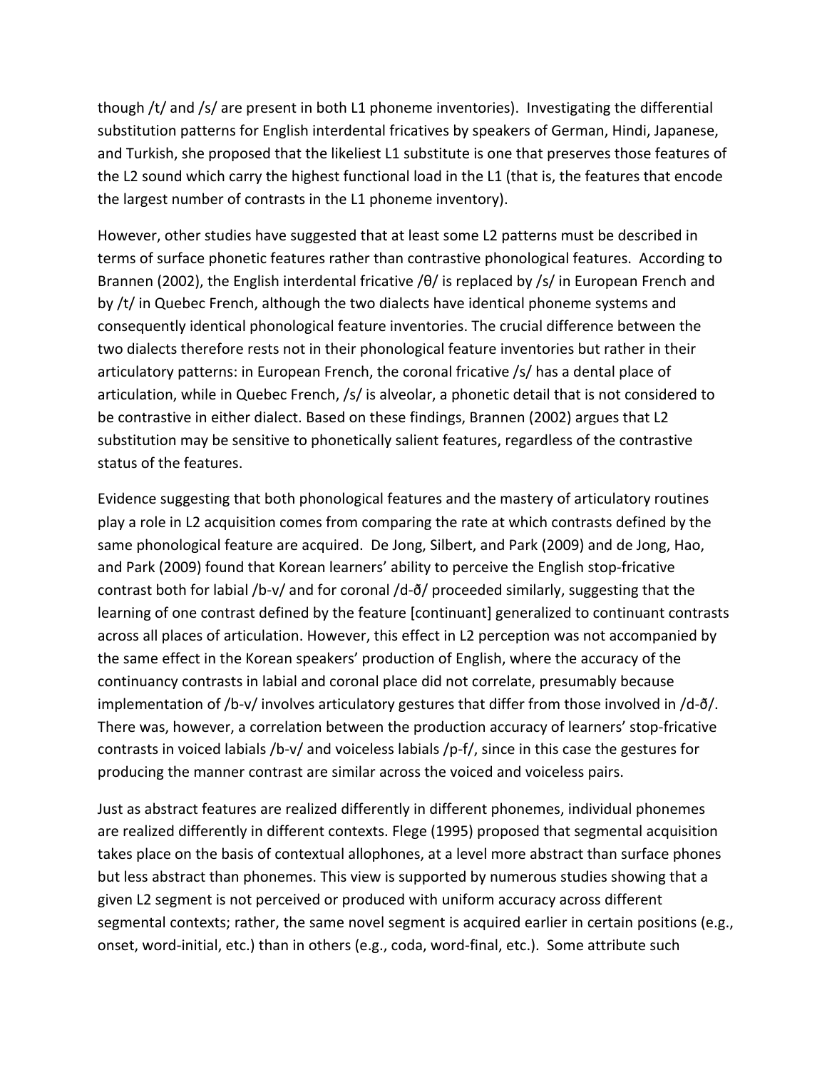though /t/ and /s/ are present in both L1 phoneme inventories). Investigating the differential substitution patterns for English interdental fricatives by speakers of German, Hindi, Japanese, and Turkish, she proposed that the likeliest L1 substitute is one that preserves those features of the L2 sound which carry the highest functional load in the L1 (that is, the features that encode the largest number of contrasts in the L1 phoneme inventory).

However, other studies have suggested that at least some L2 patterns must be described in terms of surface phonetic features rather than contrastive phonological features. According to Brannen (2002), the English interdental fricative /θ/ is replaced by /s/ in European French and by /t/ in Quebec French, although the two dialects have identical phoneme systems and consequently identical phonological feature inventories. The crucial difference between the two dialects therefore rests not in their phonological feature inventories but rather in their articulatory patterns: in European French, the coronal fricative /s/ has a dental place of articulation, while in Quebec French, /s/ is alveolar, a phonetic detail that is not considered to be contrastive in either dialect. Based on these findings, Brannen (2002) argues that L2 substitution may be sensitive to phonetically salient features, regardless of the contrastive status of the features.

Evidence suggesting that both phonological features and the mastery of articulatory routines play a role in L2 acquisition comes from comparing the rate at which contrasts defined by the same phonological feature are acquired. De Jong, Silbert, and Park (2009) and de Jong, Hao, and Park (2009) found that Korean learners' ability to perceive the English stop-fricative contrast both for labial /b-v/ and for coronal /d-ð/ proceeded similarly, suggesting that the learning of one contrast defined by the feature [continuant] generalized to continuant contrasts across all places of articulation. However, this effect in L2 perception was not accompanied by the same effect in the Korean speakers' production of English, where the accuracy of the continuancy contrasts in labial and coronal place did not correlate, presumably because implementation of /b-v/ involves articulatory gestures that differ from those involved in /d-ð/. There was, however, a correlation between the production accuracy of learners' stop-fricative contrasts in voiced labials /b-v/ and voiceless labials /p-f/, since in this case the gestures for producing the manner contrast are similar across the voiced and voiceless pairs.

Just as abstract features are realized differently in different phonemes, individual phonemes are realized differently in different contexts. Flege (1995) proposed that segmental acquisition takes place on the basis of contextual allophones, at a level more abstract than surface phones but less abstract than phonemes. This view is supported by numerous studies showing that a given L2 segment is not perceived or produced with uniform accuracy across different segmental contexts; rather, the same novel segment is acquired earlier in certain positions (e.g., onset, word-initial, etc.) than in others (e.g., coda, word-final, etc.). Some attribute such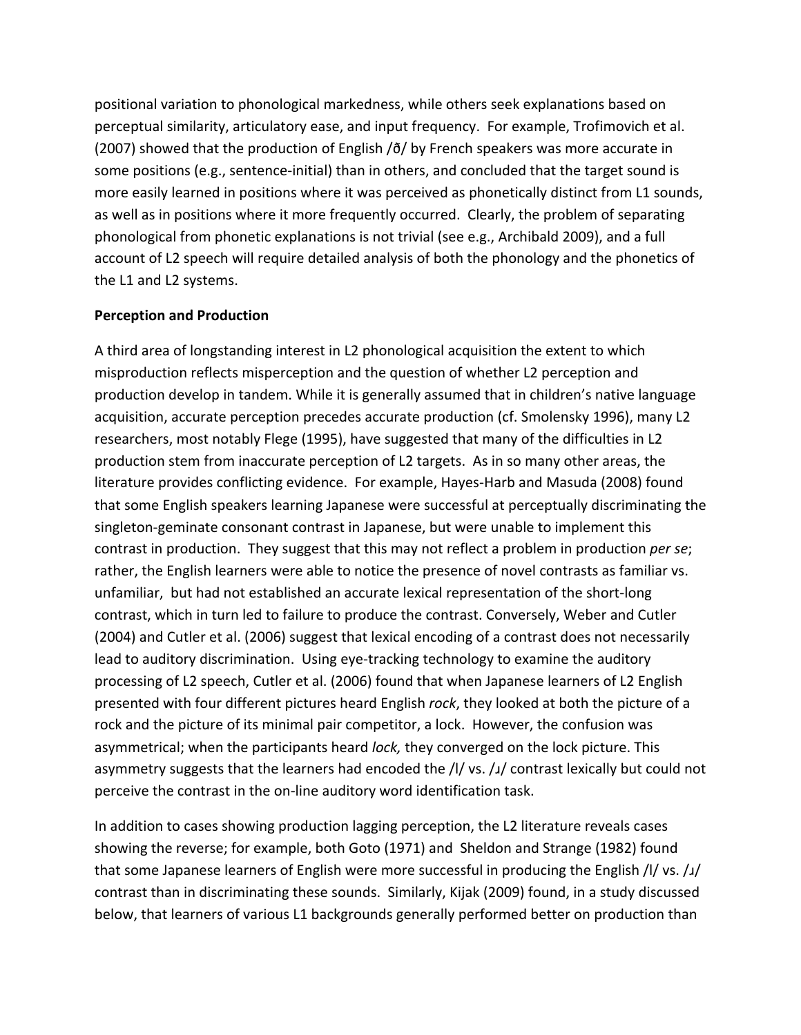positional variation to phonological markedness, while others seek explanations based on perceptual similarity, articulatory ease, and input frequency. For example, Trofimovich et al. (2007) showed that the production of English /ð/ by French speakers was more accurate in some positions (e.g., sentence-initial) than in others, and concluded that the target sound is more easily learned in positions where it was perceived as phonetically distinct from L1 sounds, as well as in positions where it more frequently occurred. Clearly, the problem of separating phonological from phonetic explanations is not trivial (see e.g., Archibald 2009), and a full account of L2 speech will require detailed analysis of both the phonology and the phonetics of the L1 and L2 systems.

**Perception and Production**

A third area of longstanding interest in L2 phonological acquisition the extent to which misproduction reflects misperception and the question of whether L2 perception and production develop in tandem. While it is generally assumed that in children's native language acquisition, accurate perception precedes accurate production (cf. Smolensky 1996), many L2 researchers, most notably Flege (1995), have suggested that many of the difficulties in L2 production stem from inaccurate perception of L2 targets. As in so many other areas, the literature provides conflicting evidence. For example, Hayes-Harb and Masuda (2008) found that some English speakers learning Japanese were successful at perceptually discriminating the singleton-geminate consonant contrast in Japanese, but were unable to implement this contrast in production. They suggest that this may not reflect a problem in production *per se*; rather, the English learners were able to notice the presence of novel contrasts as familiar vs. unfamiliar, but had not established an accurate lexical representation of the short-long contrast, which in turn led to failure to produce the contrast. Conversely, Weber and Cutler (2004) and Cutler et al. (2006) suggest that lexical encoding of a contrast does not necessarily lead to auditory discrimination. Using eye-tracking technology to examine the auditory processing of L2 speech, Cutler et al. (2006) found that when Japanese learners of L2 English presented with four different pictures heard English *rock*, they looked at both the picture of a rock and the picture of its minimal pair competitor, a lock. However, the confusion was asymmetrical; when the participants heard *lock,* they converged on the lock picture. This asymmetry suggests that the learners had encoded the /l/ vs. /ɹ/ contrast lexically but could not perceive the contrast in the on-line auditory word identification task.

In addition to cases showing production lagging perception, the L2 literature reveals cases showing the reverse; for example, both Goto (1971) and Sheldon and Strange (1982) found that some Japanese learners of English were more successful in producing the English /l/ vs. /ɹ/ contrast than in discriminating these sounds. Similarly, Kijak (2009) found, in a study discussed below, that learners of various L1 backgrounds generally performed better on production than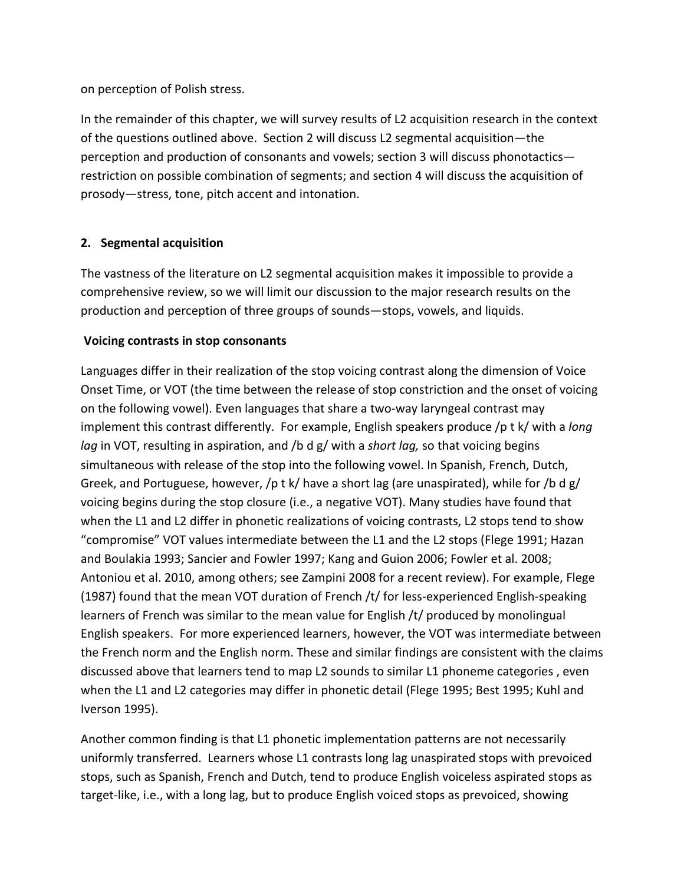on perception of Polish stress.

In the remainder of this chapter, we will survey results of L2 acquisition research in the context of the questions outlined above. Section 2 will discuss L2 segmental acquisition—the perception and production of consonants and vowels; section 3 will discuss phonotactics—restriction on possible combination of segments; and section 4 will discuss the acquisition of prosody—stress, tone, pitch accent and intonation.

## 2. Segmental acquisition

The vastness of the literature on L2 segmental acquisition makes it impossible to provide a comprehensive review, so we will limit our discussion to the major research results on the production and perception of three groups of sounds—stops, vowels, and liquids.

### Voicing contrasts in stop consonants

Languages differ in their realization of the stop voicing contrast along the dimension of Voice Onset Time, or VOT (the time between the release of stop constriction and the onset of voicing on the following vowel). Even languages that share a two-way laryngeal contrast may implement this contrast differently. For example, English speakers produce /p t k/ with a *long lag* in VOT, resulting in aspiration, and /b d g/ with a *short lag,* so that voicing begins simultaneous with release of the stop into the following vowel. In Spanish, French, Dutch, Greek, and Portuguese, however, /p t k/ have a short lag (are unaspirated), while for /b d g/ voicing begins during the stop closure (i.e., a negative VOT). Many studies have found that when the L1 and L2 differ in phonetic realizations of voicing contrasts, L2 stops tend to show "compromise" VOT values intermediate between the L1 and the L2 stops (Flege 1991; Hazan and Boulakia 1993; Sancier and Fowler 1997; Kang and Guion 2006; Fowler et al. 2008; Antoniou et al. 2010, among others; see Zampini 2008 for a recent review). For example, Flege (1987) found that the mean VOT duration of French /t/ for less-experienced English-speaking learners of French was similar to the mean value for English /t/ produced by monolingual English speakers. For more experienced learners, however, the VOT was intermediate between the French norm and the English norm. These and similar findings are consistent with the claims discussed above that learners tend to map L2 sounds to similar L1 phoneme categories , even when the L1 and L2 categories may differ in phonetic detail (Flege 1995; Best 1995; Kuhl and Iverson 1995).

Another common finding is that L1 phonetic implementation patterns are not necessarily uniformly transferred. Learners whose L1 contrasts long lag unaspirated stops with prevoiced stops, such as Spanish, French and Dutch, tend to produce English voiceless aspirated stops as target-like, i.e., with a long lag, but to produce English voiced stops as prevoiced, showing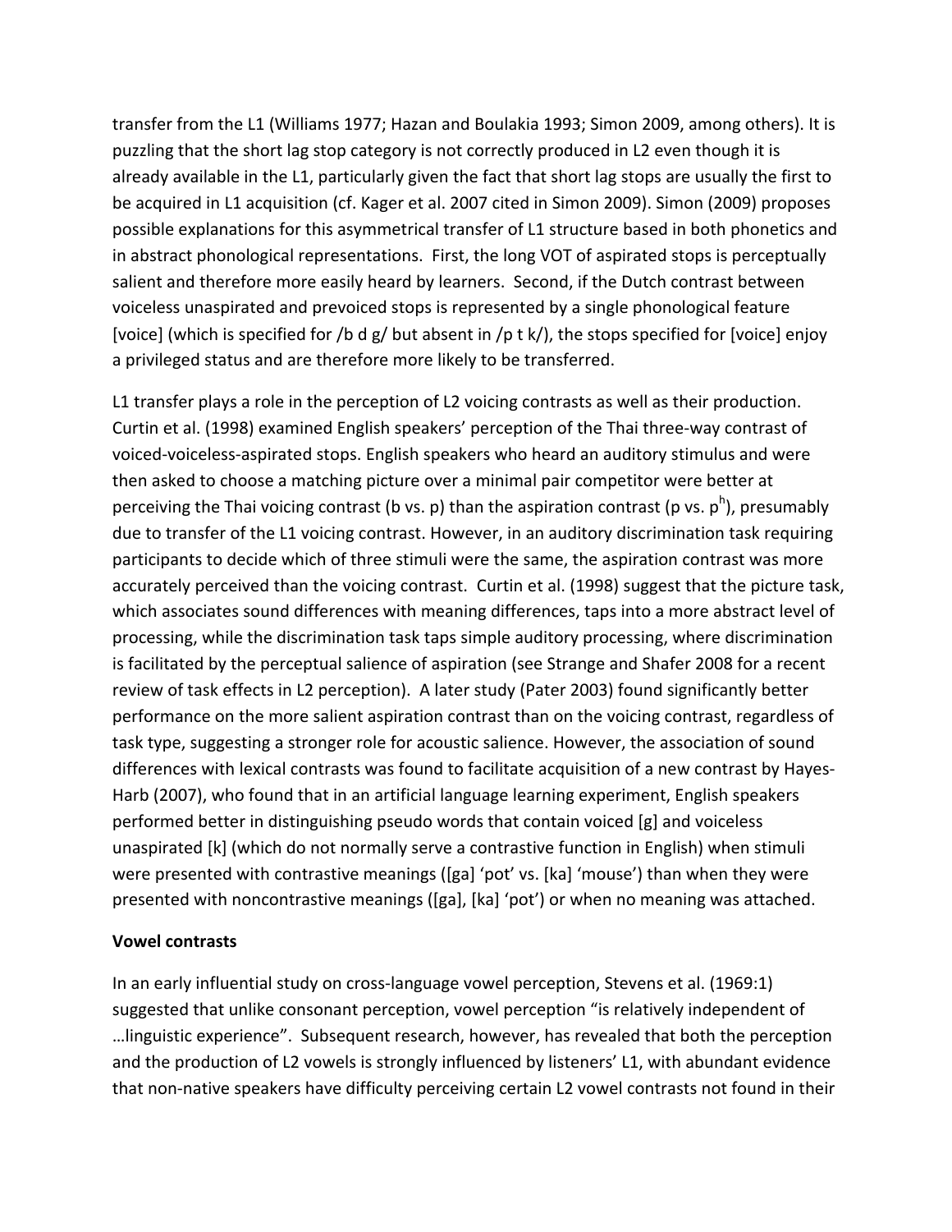transfer from the L1 (Williams 1977; Hazan and Boulakia 1993; Simon 2009, among others). It is puzzling that the short lag stop category is not correctly produced in L2 even though it is already available in the L1, particularly given the fact that short lag stops are usually the first to be acquired in L1 acquisition (cf. Kager et al. 2007 cited in Simon 2009). Simon (2009) proposes possible explanations for this asymmetrical transfer of L1 structure based in both phonetics and in abstract phonological representations. First, the long VOT of aspirated stops is perceptually salient and therefore more easily heard by learners. Second, if the Dutch contrast between voiceless unaspirated and prevoiced stops is represented by a single phonological feature [voice] (which is specified for /b d g/ but absent in /p t k/), the stops specified for [voice] enjoy a privileged status and are therefore more likely to be transferred.

L1 transfer plays a role in the perception of L2 voicing contrasts as well as their production. Curtin et al. (1998) examined English speakers' perception of the Thai three-way contrast of voiced-voiceless-aspirated stops. English speakers who heard an auditory stimulus and were then asked to choose a matching picture over a minimal pair competitor were better at perceiving the Thai voicing contrast (b vs. p) than the aspiration contrast (p vs. $p^h$), presumably due to transfer of the L1 voicing contrast. However, in an auditory discrimination task requiring participants to decide which of three stimuli were the same, the aspiration contrast was more accurately perceived than the voicing contrast. Curtin et al. (1998) suggest that the picture task, which associates sound differences with meaning differences, taps into a more abstract level of processing, while the discrimination task taps simple auditory processing, where discrimination is facilitated by the perceptual salience of aspiration (see Strange and Shafer 2008 for a recent review of task effects in L2 perception). A later study (Pater 2003) found significantly better performance on the more salient aspiration contrast than on the voicing contrast, regardless of task type, suggesting a stronger role for acoustic salience. However, the association of sound differences with lexical contrasts was found to facilitate acquisition of a new contrast by Hayes-Harb (2007), who found that in an artificial language learning experiment, English speakers performed better in distinguishing pseudo words that contain voiced [g] and voiceless unaspirated [k] (which do not normally serve a contrastive function in English) when stimuli were presented with contrastive meanings ([ga] 'pot' vs. [ka] 'mouse') than when they were presented with noncontrastive meanings ([ga], [ka] 'pot') or when no meaning was attached.

**Vowel contrasts**

In an early influential study on cross-language vowel perception, Stevens et al. (1969:1) suggested that unlike consonant perception, vowel perception "is relatively independent of …linguistic experience". Subsequent research, however, has revealed that both the perception and the production of L2 vowels is strongly influenced by listeners' L1, with abundant evidence that non-native speakers have difficulty perceiving certain L2 vowel contrasts not found in their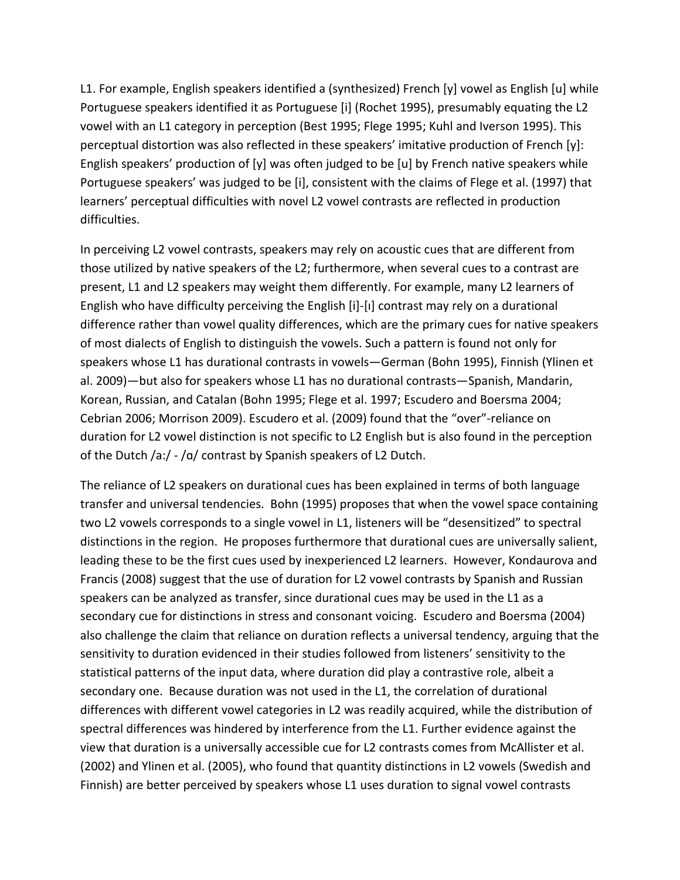L1. For example, English speakers identified a (synthesized) French [y] vowel as English [u] while Portuguese speakers identified it as Portuguese [i] (Rochet 1995), presumably equating the L2 vowel with an L1 category in perception (Best 1995; Flege 1995; Kuhl and Iverson 1995). This perceptual distortion was also reflected in these speakers' imitative production of French [y]: English speakers' production of [y] was often judged to be [u] by French native speakers while Portuguese speakers' was judged to be [i], consistent with the claims of Flege et al. (1997) that learners' perceptual difficulties with novel L2 vowel contrasts are reflected in production difficulties.

In perceiving L2 vowel contrasts, speakers may rely on acoustic cues that are different from those utilized by native speakers of the L2; furthermore, when several cues to a contrast are present, L1 and L2 speakers may weight them differently. For example, many L2 learners of English who have difficulty perceiving the English [i]-[ɪ] contrast may rely on a durational difference rather than vowel quality differences, which are the primary cues for native speakers of most dialects of English to distinguish the vowels. Such a pattern is found not only for speakers whose L1 has durational contrasts in vowels—German (Bohn 1995), Finnish (Ylinen et al. 2009)—but also for speakers whose L1 has no durational contrasts—Spanish, Mandarin, Korean, Russian, and Catalan (Bohn 1995; Flege et al. 1997; Escudero and Boersma 2004; Cebrian 2006; Morrison 2009). Escudero et al. (2009) found that the "over"-reliance on duration for L2 vowel distinction is not specific to L2 English but is also found in the perception of the Dutch /a:/ - /ɑ/ contrast by Spanish speakers of L2 Dutch.

The reliance of L2 speakers on durational cues has been explained in terms of both language transfer and universal tendencies. Bohn (1995) proposes that when the vowel space containing two L2 vowels corresponds to a single vowel in L1, listeners will be "desensitized" to spectral distinctions in the region. He proposes furthermore that durational cues are universally salient, leading these to be the first cues used by inexperienced L2 learners. However, Kondaurova and Francis (2008) suggest that the use of duration for L2 vowel contrasts by Spanish and Russian speakers can be analyzed as transfer, since durational cues may be used in the L1 as a secondary cue for distinctions in stress and consonant voicing. Escudero and Boersma (2004) also challenge the claim that reliance on duration reflects a universal tendency, arguing that the sensitivity to duration evidenced in their studies followed from listeners' sensitivity to the statistical patterns of the input data, where duration did play a contrastive role, albeit a secondary one. Because duration was not used in the L1, the correlation of durational differences with different vowel categories in L2 was readily acquired, while the distribution of spectral differences was hindered by interference from the L1. Further evidence against the view that duration is a universally accessible cue for L2 contrasts comes from McAllister et al. (2002) and Ylinen et al. (2005), who found that quantity distinctions in L2 vowels (Swedish and Finnish) are better perceived by speakers whose L1 uses duration to signal vowel contrasts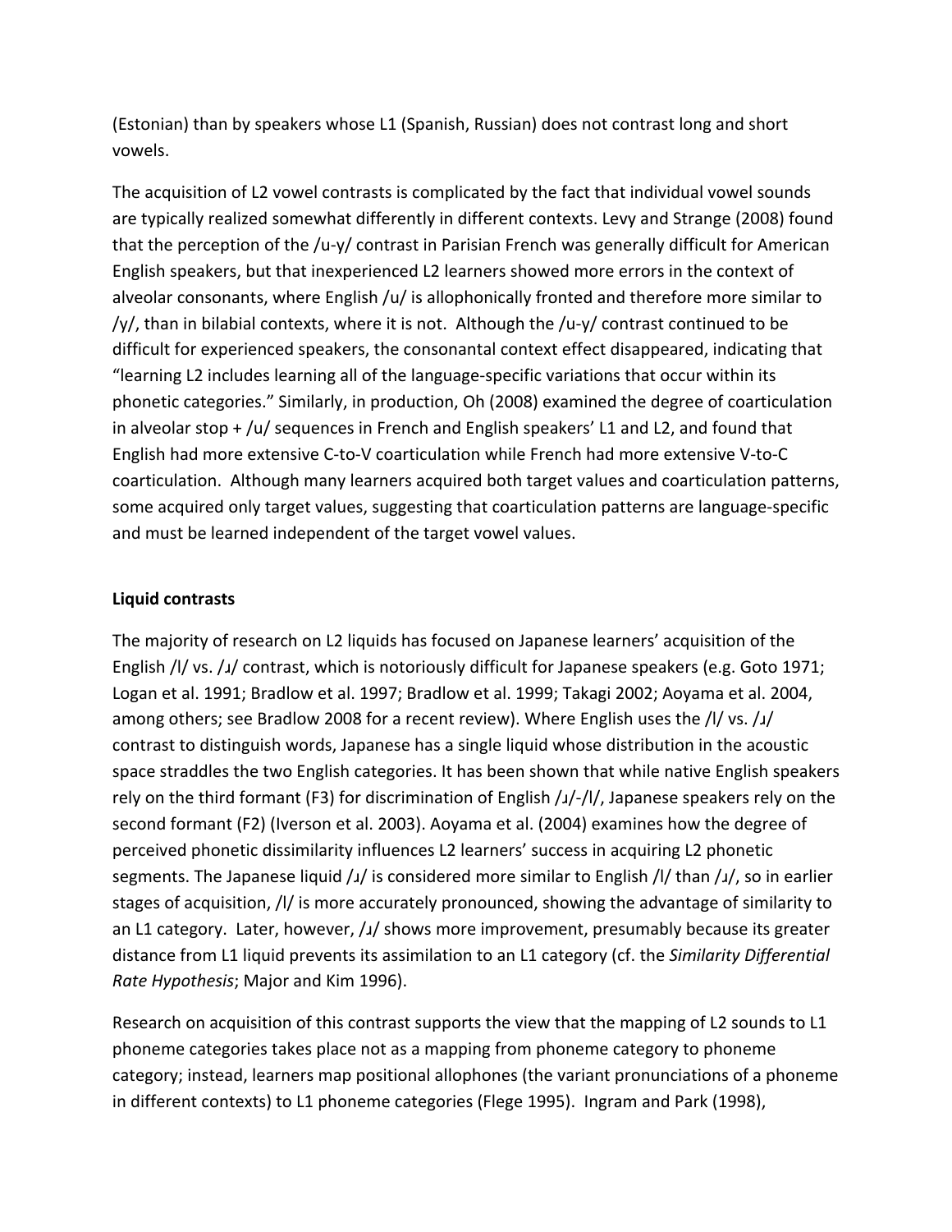(Estonian) than by speakers whose L1 (Spanish, Russian) does not contrast long and short vowels.

The acquisition of L2 vowel contrasts is complicated by the fact that individual vowel sounds are typically realized somewhat differently in different contexts. Levy and Strange (2008) found that the perception of the /u-y/ contrast in Parisian French was generally difficult for American English speakers, but that inexperienced L2 learners showed more errors in the context of alveolar consonants, where English /u/ is allophonically fronted and therefore more similar to /y/, than in bilabial contexts, where it is not. Although the /u-y/ contrast continued to be difficult for experienced speakers, the consonantal context effect disappeared, indicating that "learning L2 includes learning all of the language-specific variations that occur within its phonetic categories." Similarly, in production, Oh (2008) examined the degree of coarticulation in alveolar stop + /u/ sequences in French and English speakers' L1 and L2, and found that English had more extensive C-to-V coarticulation while French had more extensive V-to-C coarticulation. Although many learners acquired both target values and coarticulation patterns, some acquired only target values, suggesting that coarticulation patterns are language-specific and must be learned independent of the target vowel values.

**Liquid contrasts**

The majority of research on L2 liquids has focused on Japanese learners' acquisition of the English /l/ vs. /ɹ/ contrast, which is notoriously difficult for Japanese speakers (e.g. Goto 1971; Logan et al. 1991; Bradlow et al. 1997; Bradlow et al. 1999; Takagi 2002; Aoyama et al. 2004, among others; see Bradlow 2008 for a recent review). Where English uses the /l/ vs. /ɹ/ contrast to distinguish words, Japanese has a single liquid whose distribution in the acoustic space straddles the two English categories. It has been shown that while native English speakers rely on the third formant (F3) for discrimination of English /ɹ/-/l/, Japanese speakers rely on the second formant (F2) (Iverson et al. 2003). Aoyama et al. (2004) examines how the degree of perceived phonetic dissimilarity influences L2 learners' success in acquiring L2 phonetic segments. The Japanese liquid /ɹ/ is considered more similar to English /l/ than /ɹ/, so in earlier stages of acquisition, /l/ is more accurately pronounced, showing the advantage of similarity to an L1 category. Later, however, /ɹ/ shows more improvement, presumably because its greater distance from L1 liquid prevents its assimilation to an L1 category (cf. the *Similarity Differential Rate Hypothesis*; Major and Kim 1996).

Research on acquisition of this contrast supports the view that the mapping of L2 sounds to L1 phoneme categories takes place not as a mapping from phoneme category to phoneme category; instead, learners map positional allophones (the variant pronunciations of a phoneme in different contexts) to L1 phoneme categories (Flege 1995). Ingram and Park (1998),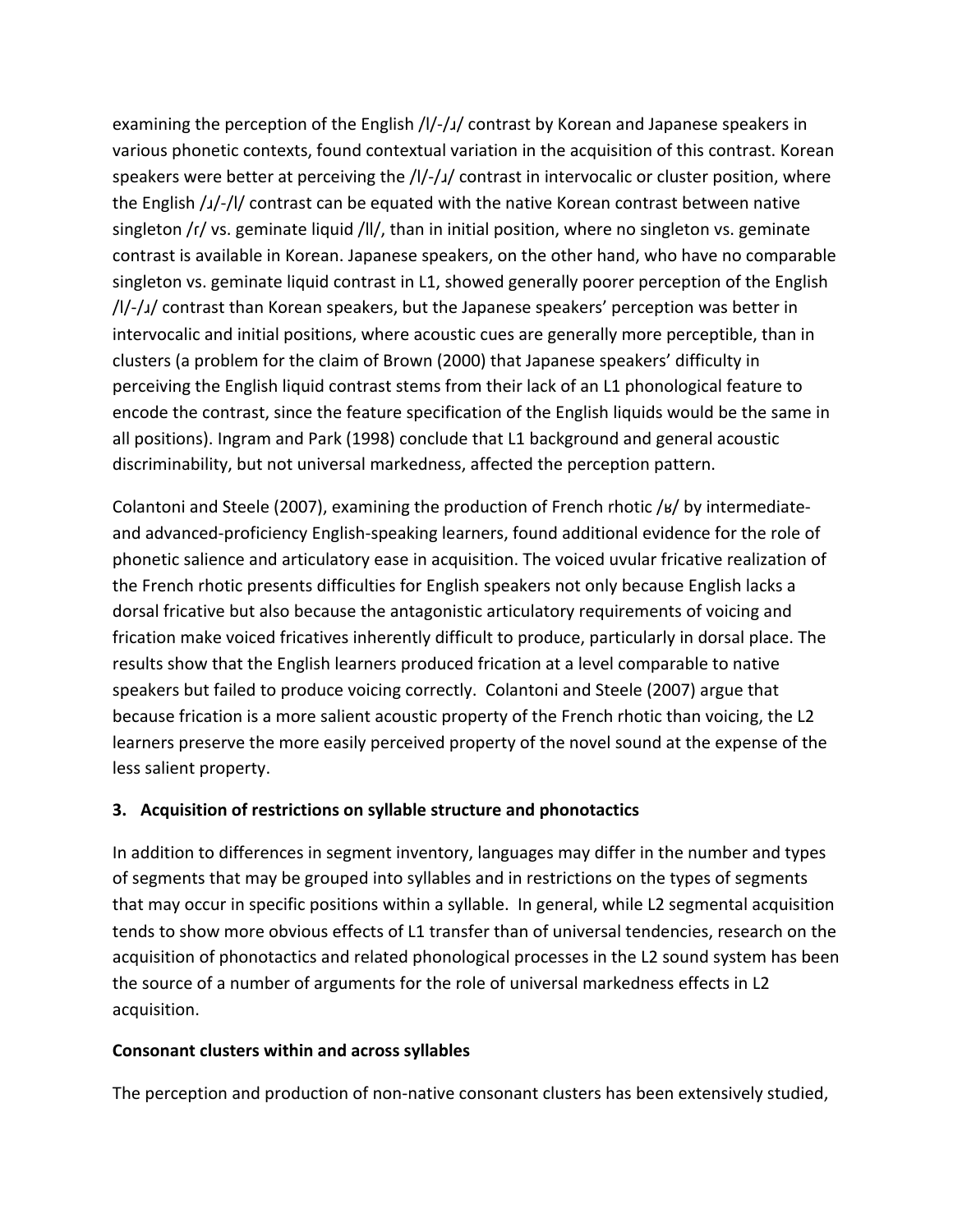examining the perception of the English /l/-/ɹ/ contrast by Korean and Japanese speakers in various phonetic contexts, found contextual variation in the acquisition of this contrast. Korean speakers were better at perceiving the /l/-/ɹ/ contrast in intervocalic or cluster position, where the English /ɹ/-/l/ contrast can be equated with the native Korean contrast between native singleton /r/ vs. geminate liquid /ll/, than in initial position, where no singleton vs. geminate contrast is available in Korean. Japanese speakers, on the other hand, who have no comparable singleton vs. geminate liquid contrast in L1, showed generally poorer perception of the English /l/-/ɹ/ contrast than Korean speakers, but the Japanese speakers' perception was better in intervocalic and initial positions, where acoustic cues are generally more perceptible, than in clusters (a problem for the claim of Brown (2000) that Japanese speakers' difficulty in perceiving the English liquid contrast stems from their lack of an L1 phonological feature to encode the contrast, since the feature specification of the English liquids would be the same in all positions). Ingram and Park (1998) conclude that L1 background and general acoustic discriminability, but not universal markedness, affected the perception pattern.

Colantoni and Steele (2007), examining the production of French rhotic /ʁ/ by intermediate- and advanced-proficiency English-speaking learners, found additional evidence for the role of phonetic salience and articulatory ease in acquisition. The voiced uvular fricative realization of the French rhotic presents difficulties for English speakers not only because English lacks a dorsal fricative but also because the antagonistic articulatory requirements of voicing and frication make voiced fricatives inherently difficult to produce, particularly in dorsal place. The results show that the English learners produced frication at a level comparable to native speakers but failed to produce voicing correctly. Colantoni and Steele (2007) argue that because frication is a more salient acoustic property of the French rhotic than voicing, the L2 learners preserve the more easily perceived property of the novel sound at the expense of the less salient property.

## 3. Acquisition of restrictions on syllable structure and phonotactics

In addition to differences in segment inventory, languages may differ in the number and types of segments that may be grouped into syllables and in restrictions on the types of segments that may occur in specific positions within a syllable. In general, while L2 segmental acquisition tends to show more obvious effects of L1 transfer than of universal tendencies, research on the acquisition of phonotactics and related phonological processes in the L2 sound system has been the source of a number of arguments for the role of universal markedness effects in L2 acquisition.

### Consonant clusters within and across syllables

The perception and production of non-native consonant clusters has been extensively studied,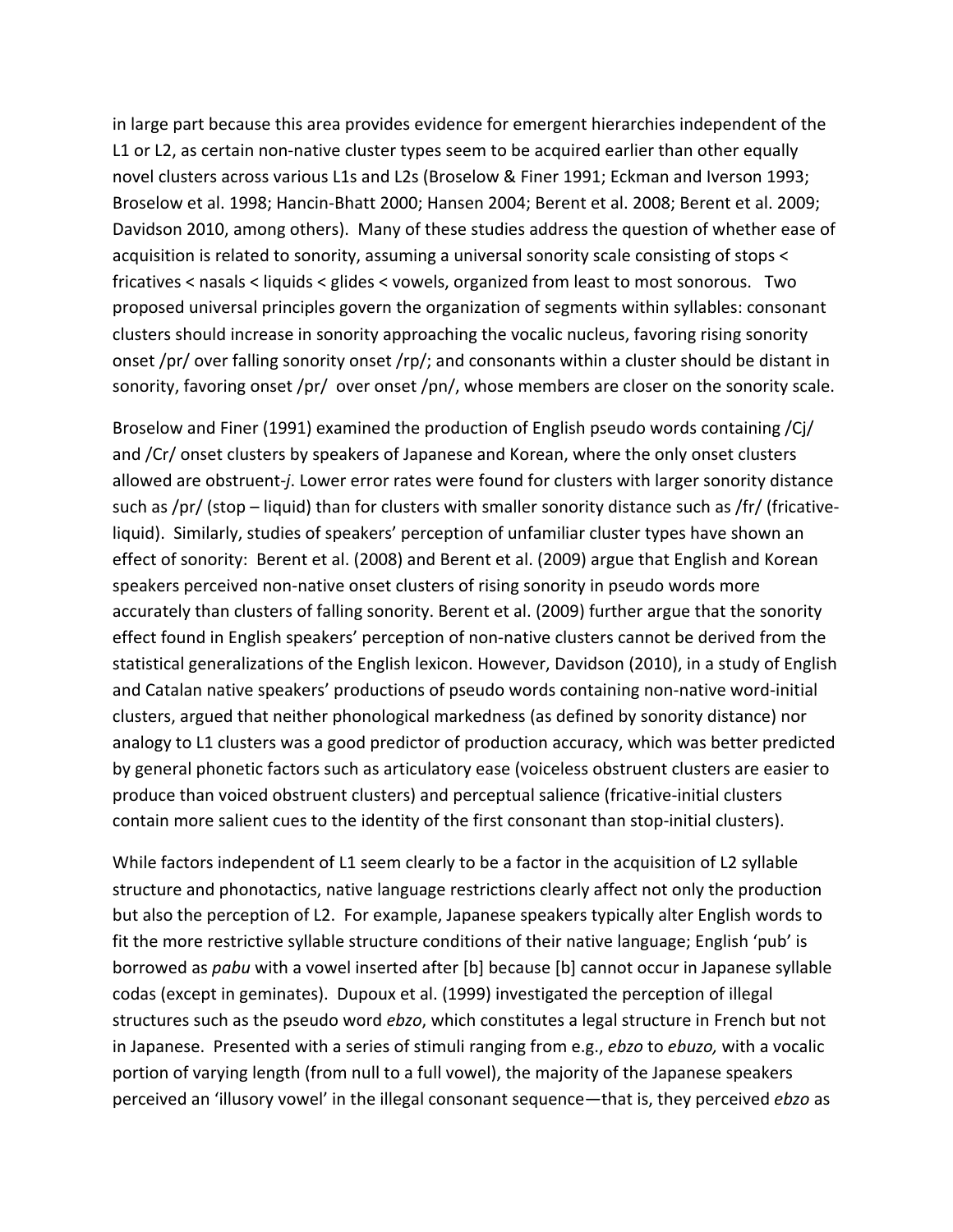in large part because this area provides evidence for emergent hierarchies independent of the L1 or L2, as certain non-native cluster types seem to be acquired earlier than other equally novel clusters across various L1s and L2s (Broselow & Finer 1991; Eckman and Iverson 1993; Broselow et al. 1998; Hancin-Bhatt 2000; Hansen 2004; Berent et al. 2008; Berent et al. 2009; Davidson 2010, among others). Many of these studies address the question of whether ease of acquisition is related to sonority, assuming a universal sonority scale consisting of stops < fricatives < nasals < liquids < glides < vowels, organized from least to most sonorous. Two proposed universal principles govern the organization of segments within syllables: consonant clusters should increase in sonority approaching the vocalic nucleus, favoring rising sonority onset /pr/ over falling sonority onset /rp/; and consonants within a cluster should be distant in sonority, favoring onset /pr/ over onset /pn/, whose members are closer on the sonority scale.

Broselow and Finer (1991) examined the production of English pseudo words containing /Cj/ and /Cr/ onset clusters by speakers of Japanese and Korean, where the only onset clusters allowed are obstruent-*j*. Lower error rates were found for clusters with larger sonority distance such as /pr/ (stop – liquid) than for clusters with smaller sonority distance such as /fr/ (fricative-liquid). Similarly, studies of speakers' perception of unfamiliar cluster types have shown an effect of sonority: Berent et al. (2008) and Berent et al. (2009) argue that English and Korean speakers perceived non-native onset clusters of rising sonority in pseudo words more accurately than clusters of falling sonority. Berent et al. (2009) further argue that the sonority effect found in English speakers' perception of non-native clusters cannot be derived from the statistical generalizations of the English lexicon. However, Davidson (2010), in a study of English and Catalan native speakers' productions of pseudo words containing non-native word-initial clusters, argued that neither phonological markedness (as defined by sonority distance) nor analogy to L1 clusters was a good predictor of production accuracy, which was better predicted by general phonetic factors such as articulatory ease (voiceless obstruent clusters are easier to produce than voiced obstruent clusters) and perceptual salience (fricative-initial clusters contain more salient cues to the identity of the first consonant than stop-initial clusters).

While factors independent of L1 seem clearly to be a factor in the acquisition of L2 syllable structure and phonotactics, native language restrictions clearly affect not only the production but also the perception of L2. For example, Japanese speakers typically alter English words to fit the more restrictive syllable structure conditions of their native language; English 'pub' is borrowed as *pabu* with a vowel inserted after [b] because [b] cannot occur in Japanese syllable codas (except in geminates). Dupoux et al. (1999) investigated the perception of illegal structures such as the pseudo word *ebzo*, which constitutes a legal structure in French but not in Japanese. Presented with a series of stimuli ranging from e.g., *ebzo* to *ebuzo,* with a vocalic portion of varying length (from null to a full vowel), the majority of the Japanese speakers perceived an 'illusory vowel' in the illegal consonant sequence—that is, they perceived *ebzo* as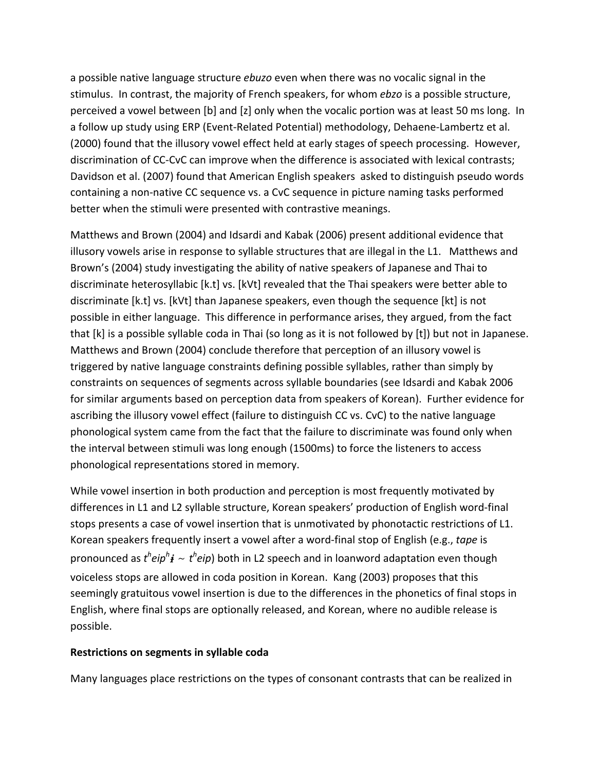a possible native language structure *ebuzo* even when there was no vocalic signal in the stimulus. In contrast, the majority of French speakers, for whom *ebzo* is a possible structure, perceived a vowel between [b] and [z] only when the vocalic portion was at least 50 ms long. In a follow up study using ERP (Event-Related Potential) methodology, Dehaene-Lambertz et al. (2000) found that the illusory vowel effect held at early stages of speech processing. However, discrimination of CC-CvC can improve when the difference is associated with lexical contrasts; Davidson et al. (2007) found that American English speakers asked to distinguish pseudo words containing a non-native CC sequence vs. a CvC sequence in picture naming tasks performed better when the stimuli were presented with contrastive meanings.

Matthews and Brown (2004) and Idsardi and Kabak (2006) present additional evidence that illusory vowels arise in response to syllable structures that are illegal in the L1. Matthews and Brown's (2004) study investigating the ability of native speakers of Japanese and Thai to discriminate heterosyllabic [k.t] vs. [kVt] revealed that the Thai speakers were better able to discriminate [k.t] vs. [kVt] than Japanese speakers, even though the sequence [kt] is not possible in either language. This difference in performance arises, they argued, from the fact that [k] is a possible syllable coda in Thai (so long as it is not followed by [t]) but not in Japanese. Matthews and Brown (2004) conclude therefore that perception of an illusory vowel is triggered by native language constraints defining possible syllables, rather than simply by constraints on sequences of segments across syllable boundaries (see Idsardi and Kabak 2006 for similar arguments based on perception data from speakers of Korean). Further evidence for ascribing the illusory vowel effect (failure to distinguish CC vs. CvC) to the native language phonological system came from the fact that the failure to discriminate was found only when the interval between stimuli was long enough (1500ms) to force the listeners to access phonological representations stored in memory.

While vowel insertion in both production and perception is most frequently motivated by differences in L1 and L2 syllable structure, Korean speakers' production of English word-final stops presents a case of vowel insertion that is unmotivated by phonotactic restrictions of L1. Korean speakers frequently insert a vowel after a word-final stop of English (e.g., *tape* is pronounced as $t^h eip^h$ɨ ~ $t^h eip$) both in L2 speech and in loanword adaptation even though voiceless stops are allowed in coda position in Korean. Kang (2003) proposes that this seemingly gratuitous vowel insertion is due to the differences in the phonetics of final stops in English, where final stops are optionally released, and Korean, where no audible release is possible.

**Restrictions on segments in syllable coda**

Many languages place restrictions on the types of consonant contrasts that can be realized in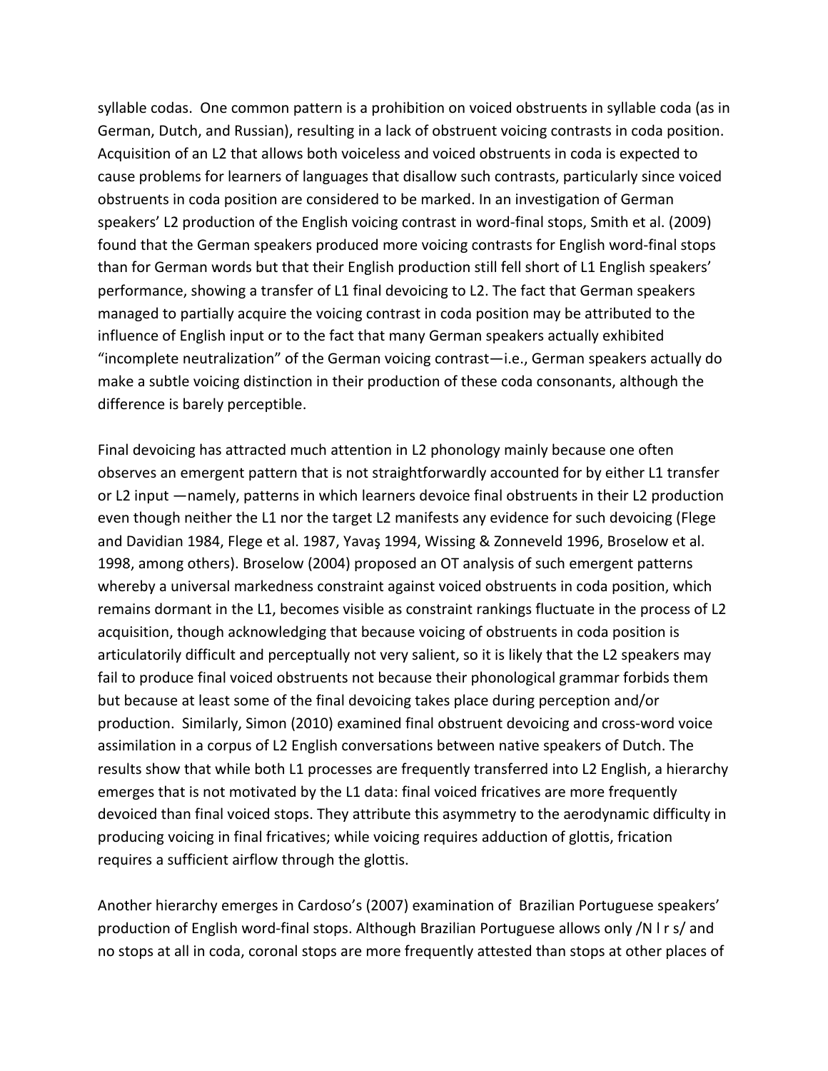syllable codas. One common pattern is a prohibition on voiced obstruents in syllable coda (as in German, Dutch, and Russian), resulting in a lack of obstruent voicing contrasts in coda position. Acquisition of an L2 that allows both voiceless and voiced obstruents in coda is expected to cause problems for learners of languages that disallow such contrasts, particularly since voiced obstruents in coda position are considered to be marked. In an investigation of German speakers' L2 production of the English voicing contrast in word-final stops, Smith et al. (2009) found that the German speakers produced more voicing contrasts for English word-final stops than for German words but that their English production still fell short of L1 English speakers' performance, showing a transfer of L1 final devoicing to L2. The fact that German speakers managed to partially acquire the voicing contrast in coda position may be attributed to the influence of English input or to the fact that many German speakers actually exhibited "incomplete neutralization" of the German voicing contrast—i.e., German speakers actually do make a subtle voicing distinction in their production of these coda consonants, although the difference is barely perceptible.

Final devoicing has attracted much attention in L2 phonology mainly because one often observes an emergent pattern that is not straightforwardly accounted for by either L1 transfer or L2 input —namely, patterns in which learners devoice final obstruents in their L2 production even though neither the L1 nor the target L2 manifests any evidence for such devoicing (Flege and Davidian 1984, Flege et al. 1987, Yavaş 1994, Wissing & Zonneveld 1996, Broselow et al. 1998, among others). Broselow (2004) proposed an OT analysis of such emergent patterns whereby a universal markedness constraint against voiced obstruents in coda position, which remains dormant in the L1, becomes visible as constraint rankings fluctuate in the process of L2 acquisition, though acknowledging that because voicing of obstruents in coda position is articulatorily difficult and perceptually not very salient, so it is likely that the L2 speakers may fail to produce final voiced obstruents not because their phonological grammar forbids them but because at least some of the final devoicing takes place during perception and/or production. Similarly, Simon (2010) examined final obstruent devoicing and cross-word voice assimilation in a corpus of L2 English conversations between native speakers of Dutch. The results show that while both L1 processes are frequently transferred into L2 English, a hierarchy emerges that is not motivated by the L1 data: final voiced fricatives are more frequently devoiced than final voiced stops. They attribute this asymmetry to the aerodynamic difficulty in producing voicing in final fricatives; while voicing requires adduction of glottis, frication requires a sufficient airflow through the glottis.

Another hierarchy emerges in Cardoso's (2007) examination of Brazilian Portuguese speakers' production of English word-final stops. Although Brazilian Portuguese allows only /N l r s/ and no stops at all in coda, coronal stops are more frequently attested than stops at other places of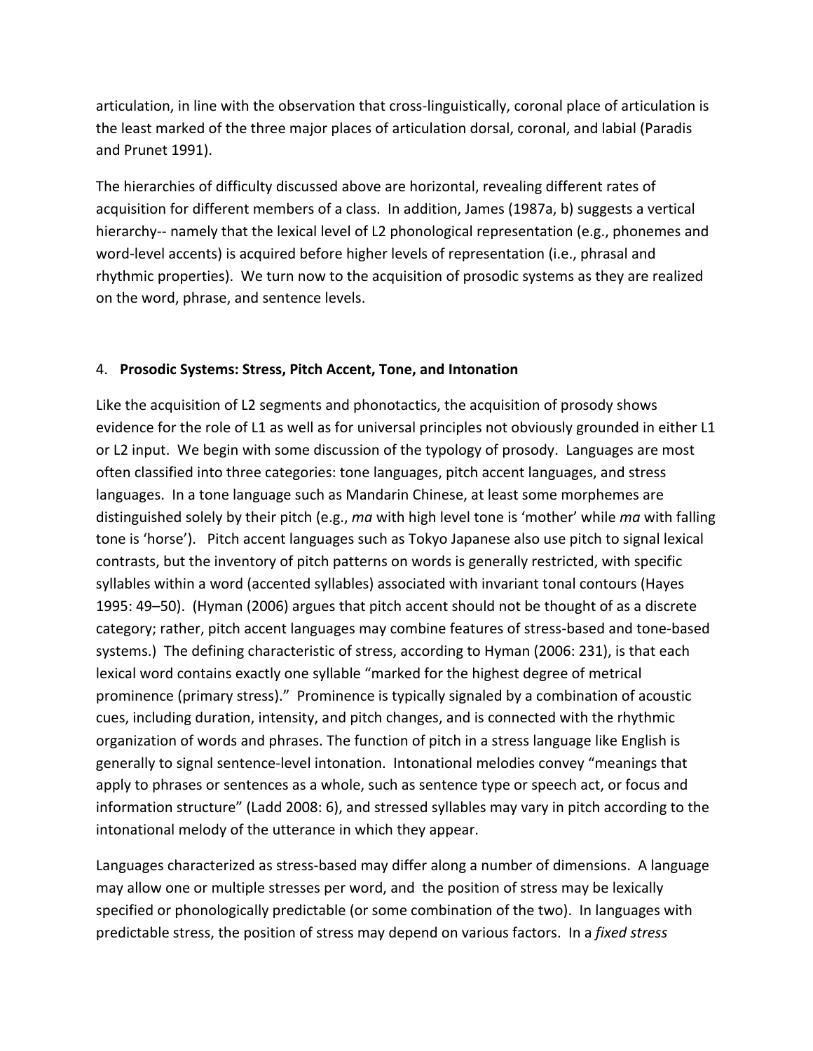articulation, in line with the observation that cross-linguistically, coronal place of articulation is the least marked of the three major places of articulation dorsal, coronal, and labial (Paradis and Prunet 1991).

The hierarchies of difficulty discussed above are horizontal, revealing different rates of acquisition for different members of a class. In addition, James (1987a, b) suggests a vertical hierarchy-- namely that the lexical level of L2 phonological representation (e.g., phonemes and word-level accents) is acquired before higher levels of representation (i.e., phrasal and rhythmic properties). We turn now to the acquisition of prosodic systems as they are realized on the word, phrase, and sentence levels.

## 4. **Prosodic Systems: Stress, Pitch Accent, Tone, and Intonation**

Like the acquisition of L2 segments and phonotactics, the acquisition of prosody shows evidence for the role of L1 as well as for universal principles not obviously grounded in either L1 or L2 input. We begin with some discussion of the typology of prosody. Languages are most often classified into three categories: tone languages, pitch accent languages, and stress languages. In a tone language such as Mandarin Chinese, at least some morphemes are distinguished solely by their pitch (e.g., *ma* with high level tone is 'mother' while *ma* with falling tone is 'horse'). Pitch accent languages such as Tokyo Japanese also use pitch to signal lexical contrasts, but the inventory of pitch patterns on words is generally restricted, with specific syllables within a word (accented syllables) associated with invariant tonal contours (Hayes 1995: 49–50). (Hyman (2006) argues that pitch accent should not be thought of as a discrete category; rather, pitch accent languages may combine features of stress-based and tone-based systems.) The defining characteristic of stress, according to Hyman (2006: 231), is that each lexical word contains exactly one syllable "marked for the highest degree of metrical prominence (primary stress)." Prominence is typically signaled by a combination of acoustic cues, including duration, intensity, and pitch changes, and is connected with the rhythmic organization of words and phrases. The function of pitch in a stress language like English is generally to signal sentence-level intonation. Intonational melodies convey "meanings that apply to phrases or sentences as a whole, such as sentence type or speech act, or focus and information structure" (Ladd 2008: 6), and stressed syllables may vary in pitch according to the intonational melody of the utterance in which they appear.

Languages characterized as stress-based may differ along a number of dimensions. A language may allow one or multiple stresses per word, and the position of stress may be lexically specified or phonologically predictable (or some combination of the two). In languages with predictable stress, the position of stress may depend on various factors. In a *fixed stress*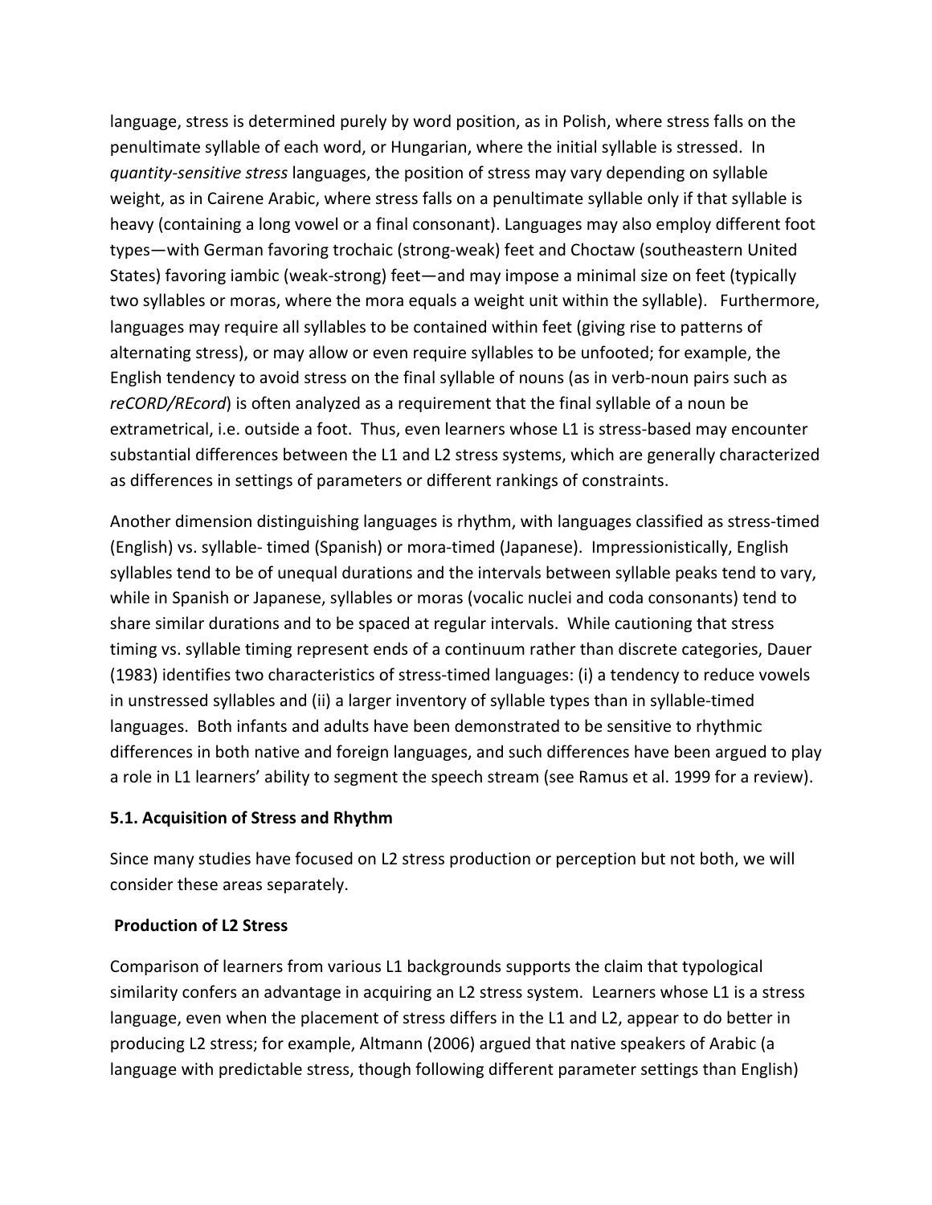language, stress is determined purely by word position, as in Polish, where stress falls on the penultimate syllable of each word, or Hungarian, where the initial syllable is stressed. In *quantity-sensitive stress* languages, the position of stress may vary depending on syllable weight, as in Cairene Arabic, where stress falls on a penultimate syllable only if that syllable is heavy (containing a long vowel or a final consonant). Languages may also employ different foot types—with German favoring trochaic (strong-weak) feet and Choctaw (southeastern United States) favoring iambic (weak-strong) feet—and may impose a minimal size on feet (typically two syllables or moras, where the mora equals a weight unit within the syllable). Furthermore, languages may require all syllables to be contained within feet (giving rise to patterns of alternating stress), or may allow or even require syllables to be unfooted; for example, the English tendency to avoid stress on the final syllable of nouns (as in verb-noun pairs such as *reCORD/REcord*) is often analyzed as a requirement that the final syllable of a noun be extrametrical, i.e. outside a foot. Thus, even learners whose L1 is stress-based may encounter substantial differences between the L1 and L2 stress systems, which are generally characterized as differences in settings of parameters or different rankings of constraints.

Another dimension distinguishing languages is rhythm, with languages classified as stress-timed (English) vs. syllable- timed (Spanish) or mora-timed (Japanese). Impressionistically, English syllables tend to be of unequal durations and the intervals between syllable peaks tend to vary, while in Spanish or Japanese, syllables or moras (vocalic nuclei and coda consonants) tend to share similar durations and to be spaced at regular intervals. While cautioning that stress timing vs. syllable timing represent ends of a continuum rather than discrete categories, Dauer (1983) identifies two characteristics of stress-timed languages: (i) a tendency to reduce vowels in unstressed syllables and (ii) a larger inventory of syllable types than in syllable-timed languages. Both infants and adults have been demonstrated to be sensitive to rhythmic differences in both native and foreign languages, and such differences have been argued to play a role in L1 learners' ability to segment the speech stream (see Ramus et al. 1999 for a review).

### 5.1. Acquisition of Stress and Rhythm

Since many studies have focused on L2 stress production or perception but not both, we will consider these areas separately.

#### Production of L2 Stress

Comparison of learners from various L1 backgrounds supports the claim that typological similarity confers an advantage in acquiring an L2 stress system. Learners whose L1 is a stress language, even when the placement of stress differs in the L1 and L2, appear to do better in producing L2 stress; for example, Altmann (2006) argued that native speakers of Arabic (a language with predictable stress, though following different parameter settings than English)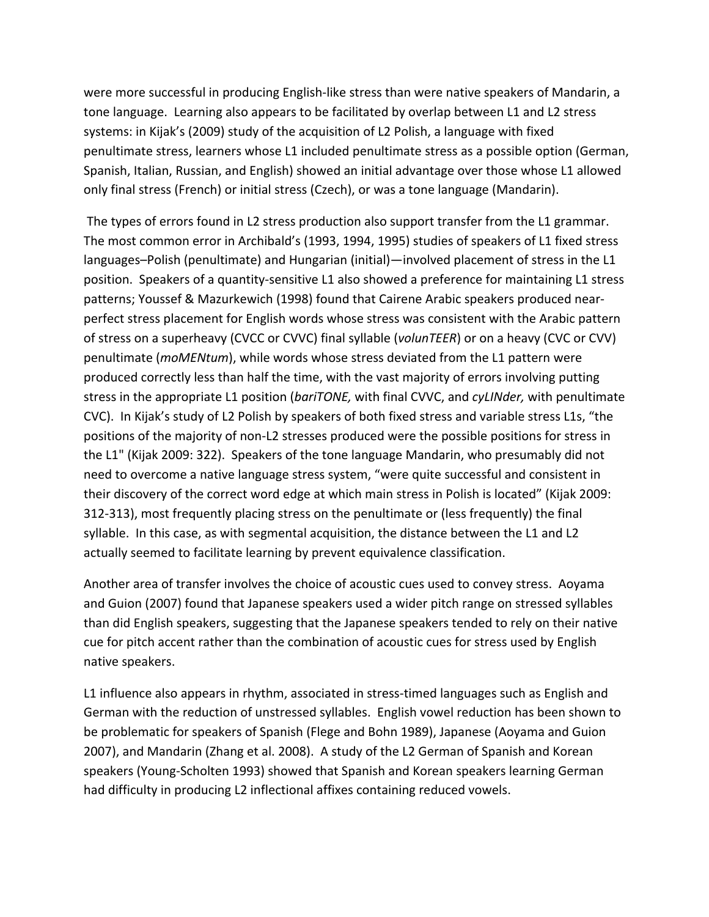were more successful in producing English-like stress than were native speakers of Mandarin, a tone language. Learning also appears to be facilitated by overlap between L1 and L2 stress systems: in Kijak's (2009) study of the acquisition of L2 Polish, a language with fixed penultimate stress, learners whose L1 included penultimate stress as a possible option (German, Spanish, Italian, Russian, and English) showed an initial advantage over those whose L1 allowed only final stress (French) or initial stress (Czech), or was a tone language (Mandarin).

The types of errors found in L2 stress production also support transfer from the L1 grammar. The most common error in Archibald's (1993, 1994, 1995) studies of speakers of L1 fixed stress languages–Polish (penultimate) and Hungarian (initial)—involved placement of stress in the L1 position. Speakers of a quantity-sensitive L1 also showed a preference for maintaining L1 stress patterns; Youssef & Mazurkewich (1998) found that Cairene Arabic speakers produced near-perfect stress placement for English words whose stress was consistent with the Arabic pattern of stress on a superheavy (CVCC or CVVC) final syllable (*volunTEER*) or on a heavy (CVC or CVV) penultimate (*moMENtum*), while words whose stress deviated from the L1 pattern were produced correctly less than half the time, with the vast majority of errors involving putting stress in the appropriate L1 position (*bariTONE,* with final CVVC, and *cyLINder,* with penultimate CVC). In Kijak's study of L2 Polish by speakers of both fixed stress and variable stress L1s, "the positions of the majority of non-L2 stresses produced were the possible positions for stress in the L1" (Kijak 2009: 322). Speakers of the tone language Mandarin, who presumably did not need to overcome a native language stress system, "were quite successful and consistent in their discovery of the correct word edge at which main stress in Polish is located" (Kijak 2009: 312-313), most frequently placing stress on the penultimate or (less frequently) the final syllable. In this case, as with segmental acquisition, the distance between the L1 and L2 actually seemed to facilitate learning by prevent equivalence classification.

Another area of transfer involves the choice of acoustic cues used to convey stress. Aoyama and Guion (2007) found that Japanese speakers used a wider pitch range on stressed syllables than did English speakers, suggesting that the Japanese speakers tended to rely on their native cue for pitch accent rather than the combination of acoustic cues for stress used by English native speakers.

L1 influence also appears in rhythm, associated in stress-timed languages such as English and German with the reduction of unstressed syllables. English vowel reduction has been shown to be problematic for speakers of Spanish (Flege and Bohn 1989), Japanese (Aoyama and Guion 2007), and Mandarin (Zhang et al. 2008). A study of the L2 German of Spanish and Korean speakers (Young-Scholten 1993) showed that Spanish and Korean speakers learning German had difficulty in producing L2 inflectional affixes containing reduced vowels.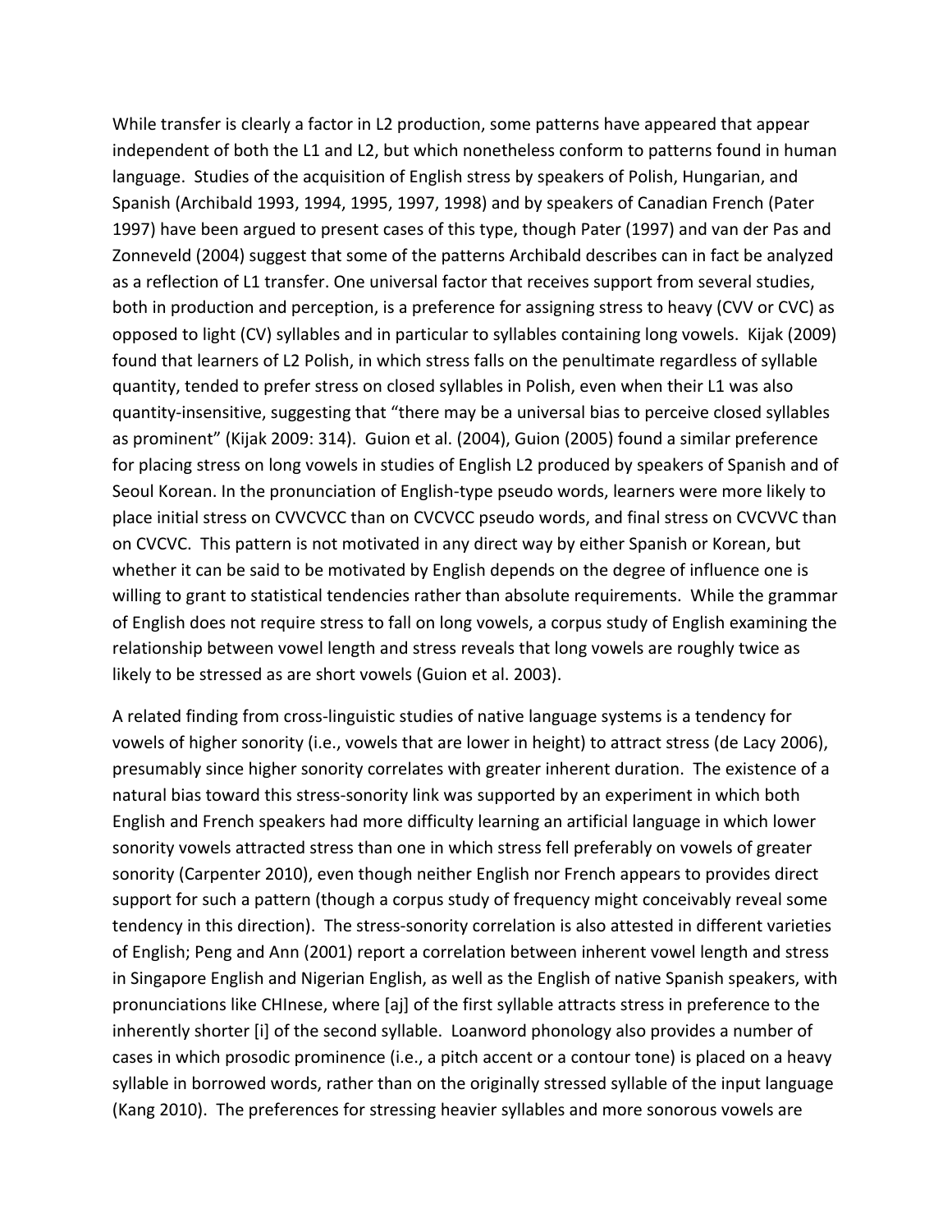While transfer is clearly a factor in L2 production, some patterns have appeared that appear independent of both the L1 and L2, but which nonetheless conform to patterns found in human language. Studies of the acquisition of English stress by speakers of Polish, Hungarian, and Spanish (Archibald 1993, 1994, 1995, 1997, 1998) and by speakers of Canadian French (Pater 1997) have been argued to present cases of this type, though Pater (1997) and van der Pas and Zonneveld (2004) suggest that some of the patterns Archibald describes can in fact be analyzed as a reflection of L1 transfer. One universal factor that receives support from several studies, both in production and perception, is a preference for assigning stress to heavy (CVV or CVC) as opposed to light (CV) syllables and in particular to syllables containing long vowels. Kijak (2009) found that learners of L2 Polish, in which stress falls on the penultimate regardless of syllable quantity, tended to prefer stress on closed syllables in Polish, even when their L1 was also quantity-insensitive, suggesting that "there may be a universal bias to perceive closed syllables as prominent" (Kijak 2009: 314). Guion et al. (2004), Guion (2005) found a similar preference for placing stress on long vowels in studies of English L2 produced by speakers of Spanish and of Seoul Korean. In the pronunciation of English-type pseudo words, learners were more likely to place initial stress on CVVCVCC than on CVCVCC pseudo words, and final stress on CVCVVC than on CVCVC. This pattern is not motivated in any direct way by either Spanish or Korean, but whether it can be said to be motivated by English depends on the degree of influence one is willing to grant to statistical tendencies rather than absolute requirements. While the grammar of English does not require stress to fall on long vowels, a corpus study of English examining the relationship between vowel length and stress reveals that long vowels are roughly twice as likely to be stressed as are short vowels (Guion et al. 2003).

A related finding from cross-linguistic studies of native language systems is a tendency for vowels of higher sonority (i.e., vowels that are lower in height) to attract stress (de Lacy 2006), presumably since higher sonority correlates with greater inherent duration. The existence of a natural bias toward this stress-sonority link was supported by an experiment in which both English and French speakers had more difficulty learning an artificial language in which lower sonority vowels attracted stress than one in which stress fell preferably on vowels of greater sonority (Carpenter 2010), even though neither English nor French appears to provides direct support for such a pattern (though a corpus study of frequency might conceivably reveal some tendency in this direction). The stress-sonority correlation is also attested in different varieties of English; Peng and Ann (2001) report a correlation between inherent vowel length and stress in Singapore English and Nigerian English, as well as the English of native Spanish speakers, with pronunciations like CHInese, where [aj] of the first syllable attracts stress in preference to the inherently shorter [i] of the second syllable. Loanword phonology also provides a number of cases in which prosodic prominence (i.e., a pitch accent or a contour tone) is placed on a heavy syllable in borrowed words, rather than on the originally stressed syllable of the input language (Kang 2010). The preferences for stressing heavier syllables and more sonorous vowels are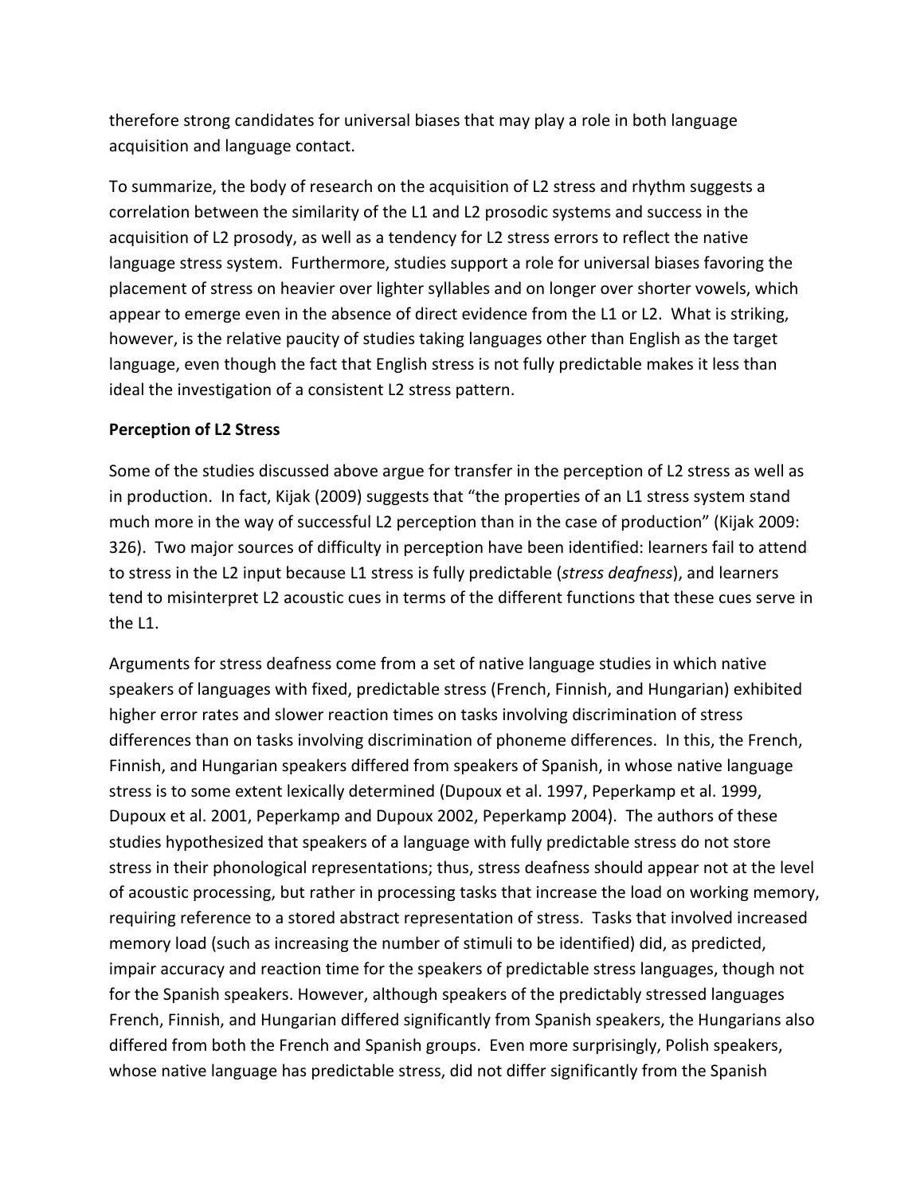therefore strong candidates for universal biases that may play a role in both language acquisition and language contact.

To summarize, the body of research on the acquisition of L2 stress and rhythm suggests a correlation between the similarity of the L1 and L2 prosodic systems and success in the acquisition of L2 prosody, as well as a tendency for L2 stress errors to reflect the native language stress system. Furthermore, studies support a role for universal biases favoring the placement of stress on heavier over lighter syllables and on longer over shorter vowels, which appear to emerge even in the absence of direct evidence from the L1 or L2. What is striking, however, is the relative paucity of studies taking languages other than English as the target language, even though the fact that English stress is not fully predictable makes it less than ideal the investigation of a consistent L2 stress pattern.

**Perception of L2 Stress**

Some of the studies discussed above argue for transfer in the perception of L2 stress as well as in production. In fact, Kijak (2009) suggests that "the properties of an L1 stress system stand much more in the way of successful L2 perception than in the case of production" (Kijak 2009: 326). Two major sources of difficulty in perception have been identified: learners fail to attend to stress in the L2 input because L1 stress is fully predictable (*stress deafness*), and learners tend to misinterpret L2 acoustic cues in terms of the different functions that these cues serve in the L1.

Arguments for stress deafness come from a set of native language studies in which native speakers of languages with fixed, predictable stress (French, Finnish, and Hungarian) exhibited higher error rates and slower reaction times on tasks involving discrimination of stress differences than on tasks involving discrimination of phoneme differences. In this, the French, Finnish, and Hungarian speakers differed from speakers of Spanish, in whose native language stress is to some extent lexically determined (Dupoux et al. 1997, Peperkamp et al. 1999, Dupoux et al. 2001, Peperkamp and Dupoux 2002, Peperkamp 2004). The authors of these studies hypothesized that speakers of a language with fully predictable stress do not store stress in their phonological representations; thus, stress deafness should appear not at the level of acoustic processing, but rather in processing tasks that increase the load on working memory, requiring reference to a stored abstract representation of stress. Tasks that involved increased memory load (such as increasing the number of stimuli to be identified) did, as predicted, impair accuracy and reaction time for the speakers of predictable stress languages, though not for the Spanish speakers. However, although speakers of the predictably stressed languages French, Finnish, and Hungarian differed significantly from Spanish speakers, the Hungarians also differed from both the French and Spanish groups. Even more surprisingly, Polish speakers, whose native language has predictable stress, did not differ significantly from the Spanish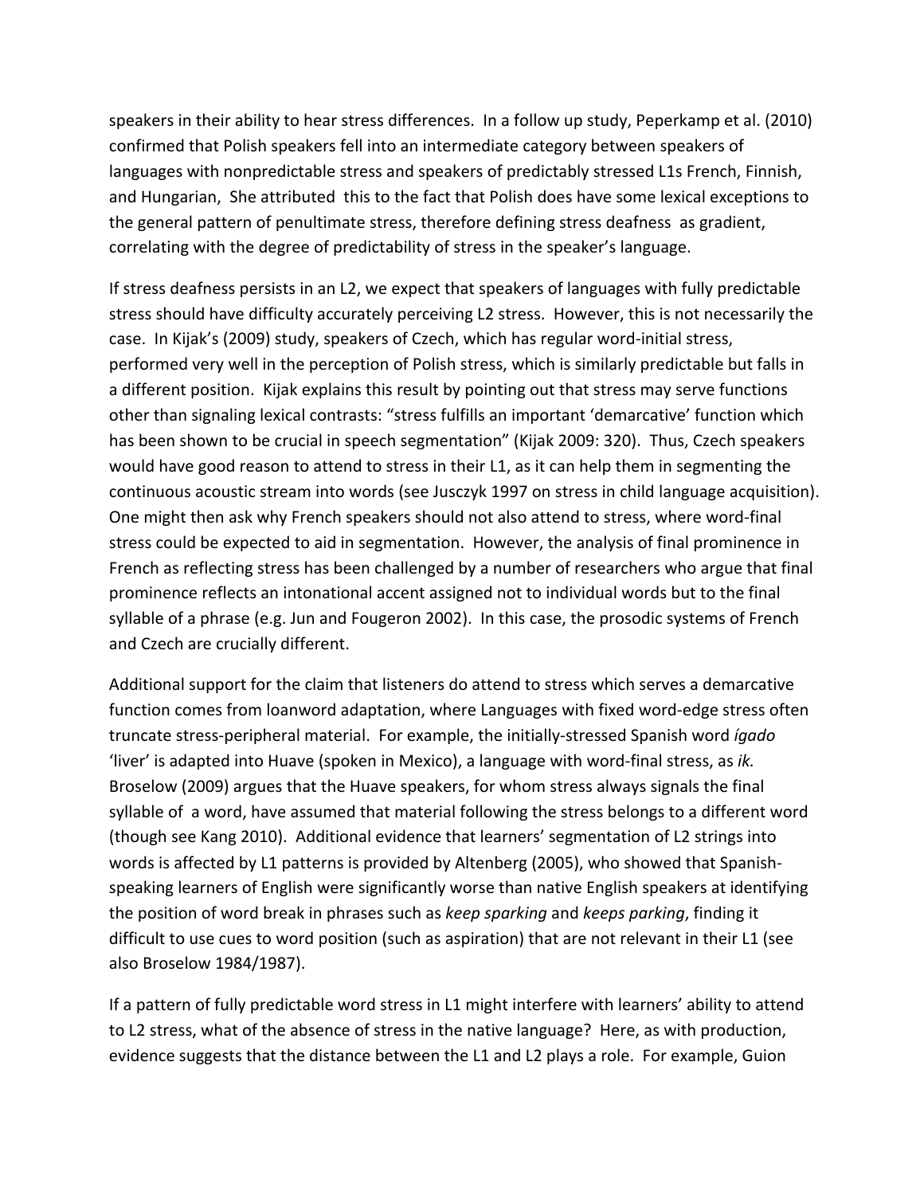speakers in their ability to hear stress differences. In a follow up study, Peperkamp et al. (2010) confirmed that Polish speakers fell into an intermediate category between speakers of languages with nonpredictable stress and speakers of predictably stressed L1s French, Finnish, and Hungarian, She attributed this to the fact that Polish does have some lexical exceptions to the general pattern of penultimate stress, therefore defining stress deafness as gradient, correlating with the degree of predictability of stress in the speaker's language.

If stress deafness persists in an L2, we expect that speakers of languages with fully predictable stress should have difficulty accurately perceiving L2 stress. However, this is not necessarily the case. In Kijak's (2009) study, speakers of Czech, which has regular word-initial stress, performed very well in the perception of Polish stress, which is similarly predictable but falls in a different position. Kijak explains this result by pointing out that stress may serve functions other than signaling lexical contrasts: "stress fulfills an important 'demarcative' function which has been shown to be crucial in speech segmentation" (Kijak 2009: 320). Thus, Czech speakers would have good reason to attend to stress in their L1, as it can help them in segmenting the continuous acoustic stream into words (see Jusczyk 1997 on stress in child language acquisition). One might then ask why French speakers should not also attend to stress, where word-final stress could be expected to aid in segmentation. However, the analysis of final prominence in French as reflecting stress has been challenged by a number of researchers who argue that final prominence reflects an intonational accent assigned not to individual words but to the final syllable of a phrase (e.g. Jun and Fougeron 2002). In this case, the prosodic systems of French and Czech are crucially different.

Additional support for the claim that listeners do attend to stress which serves a demarcative function comes from loanword adaptation, where Languages with fixed word-edge stress often truncate stress-peripheral material. For example, the initially-stressed Spanish word *ígado* 'liver' is adapted into Huave (spoken in Mexico), a language with word-final stress, as *ik.* Broselow (2009) argues that the Huave speakers, for whom stress always signals the final syllable of a word, have assumed that material following the stress belongs to a different word (though see Kang 2010). Additional evidence that learners' segmentation of L2 strings into words is affected by L1 patterns is provided by Altenberg (2005), who showed that Spanish-speaking learners of English were significantly worse than native English speakers at identifying the position of word break in phrases such as *keep sparking* and *keeps parking*, finding it difficult to use cues to word position (such as aspiration) that are not relevant in their L1 (see also Broselow 1984/1987).

If a pattern of fully predictable word stress in L1 might interfere with learners' ability to attend to L2 stress, what of the absence of stress in the native language? Here, as with production, evidence suggests that the distance between the L1 and L2 plays a role. For example, Guion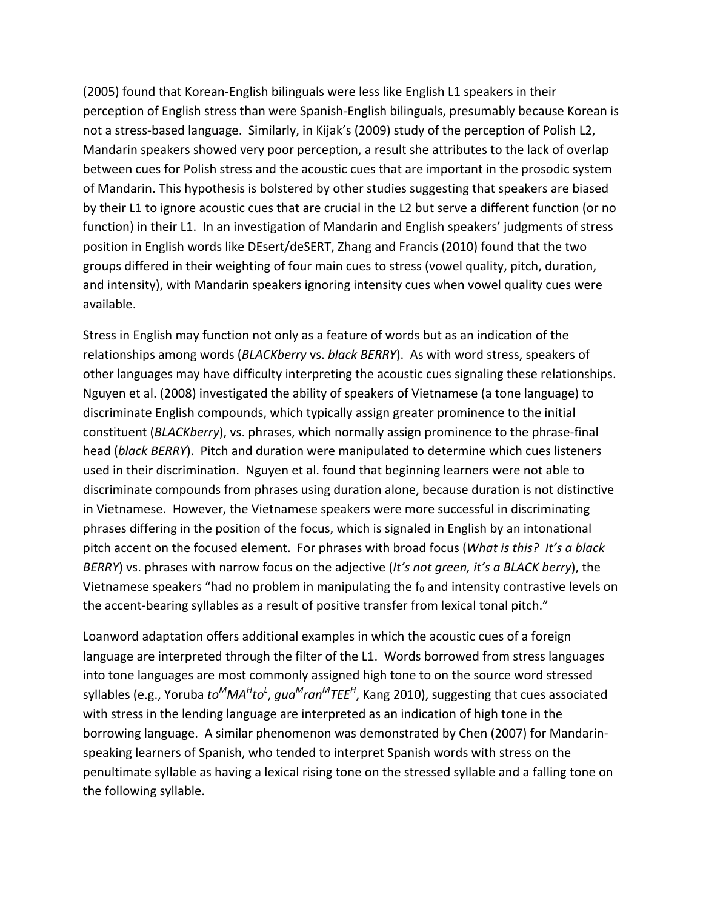(2005) found that Korean-English bilinguals were less like English L1 speakers in their perception of English stress than were Spanish-English bilinguals, presumably because Korean is not a stress-based language. Similarly, in Kijak's (2009) study of the perception of Polish L2, Mandarin speakers showed very poor perception, a result she attributes to the lack of overlap between cues for Polish stress and the acoustic cues that are important in the prosodic system of Mandarin. This hypothesis is bolstered by other studies suggesting that speakers are biased by their L1 to ignore acoustic cues that are crucial in the L2 but serve a different function (or no function) in their L1. In an investigation of Mandarin and English speakers' judgments of stress position in English words like DEsert/deSERT, Zhang and Francis (2010) found that the two groups differed in their weighting of four main cues to stress (vowel quality, pitch, duration, and intensity), with Mandarin speakers ignoring intensity cues when vowel quality cues were available.

Stress in English may function not only as a feature of words but as an indication of the relationships among words (*BLACKberry* vs. *black BERRY*). As with word stress, speakers of other languages may have difficulty interpreting the acoustic cues signaling these relationships. Nguyen et al. (2008) investigated the ability of speakers of Vietnamese (a tone language) to discriminate English compounds, which typically assign greater prominence to the initial constituent (*BLACKberry*), vs. phrases, which normally assign prominence to the phrase-final head (*black BERRY*). Pitch and duration were manipulated to determine which cues listeners used in their discrimination. Nguyen et al. found that beginning learners were not able to discriminate compounds from phrases using duration alone, because duration is not distinctive in Vietnamese. However, the Vietnamese speakers were more successful in discriminating phrases differing in the position of the focus, which is signaled in English by an intonational pitch accent on the focused element. For phrases with broad focus (*What is this? It's a black BERRY*) vs. phrases with narrow focus on the adjective (*It's not green, it's a BLACK berry*), the Vietnamese speakers "had no problem in manipulating the $f_0$ and intensity contrastive levels on the accent-bearing syllables as a result of positive transfer from lexical tonal pitch."

Loanword adaptation offers additional examples in which the acoustic cues of a foreign language are interpreted through the filter of the L1. Words borrowed from stress languages into tone languages are most commonly assigned high tone to on the source word stressed syllables (e.g., Yoruba *to*$^{M}$*MA*$^{H}$*to*$^{L}$, *gua*$^{M}$*ran*$^{M}$*TEE*$^{H}$, Kang 2010), suggesting that cues associated with stress in the lending language are interpreted as an indication of high tone in the borrowing language. A similar phenomenon was demonstrated by Chen (2007) for Mandarin-speaking learners of Spanish, who tended to interpret Spanish words with stress on the penultimate syllable as having a lexical rising tone on the stressed syllable and a falling tone on the following syllable.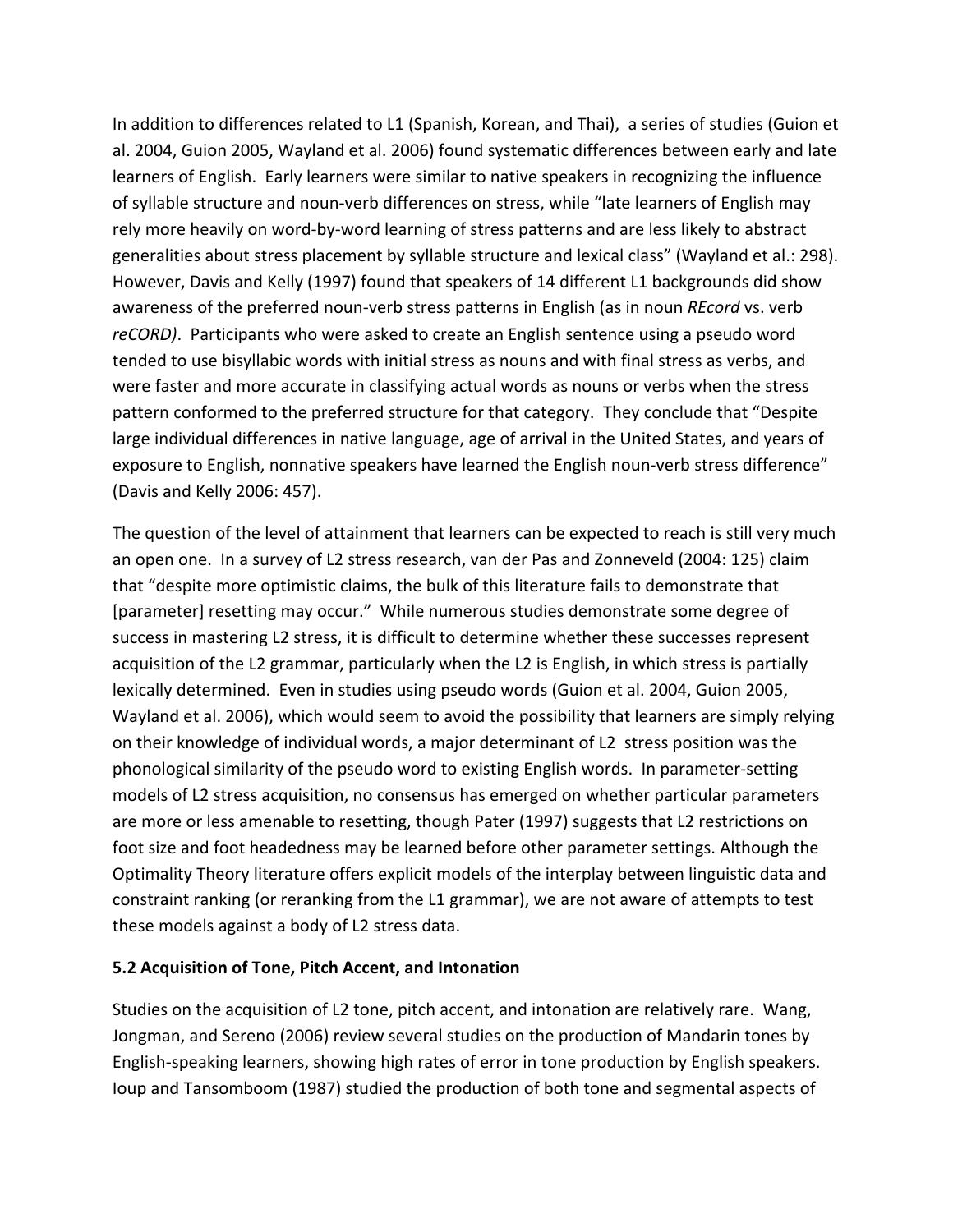In addition to differences related to L1 (Spanish, Korean, and Thai), a series of studies (Guion et al. 2004, Guion 2005, Wayland et al. 2006) found systematic differences between early and late learners of English. Early learners were similar to native speakers in recognizing the influence of syllable structure and noun-verb differences on stress, while "late learners of English may rely more heavily on word-by-word learning of stress patterns and are less likely to abstract generalities about stress placement by syllable structure and lexical class" (Wayland et al.: 298). However, Davis and Kelly (1997) found that speakers of 14 different L1 backgrounds did show awareness of the preferred noun-verb stress patterns in English (as in noun *REcord* vs. verb *reCORD)*. Participants who were asked to create an English sentence using a pseudo word tended to use bisyllabic words with initial stress as nouns and with final stress as verbs, and were faster and more accurate in classifying actual words as nouns or verbs when the stress pattern conformed to the preferred structure for that category. They conclude that "Despite large individual differences in native language, age of arrival in the United States, and years of exposure to English, nonnative speakers have learned the English noun-verb stress difference" (Davis and Kelly 2006: 457).

The question of the level of attainment that learners can be expected to reach is still very much an open one. In a survey of L2 stress research, van der Pas and Zonneveld (2004: 125) claim that "despite more optimistic claims, the bulk of this literature fails to demonstrate that [parameter] resetting may occur." While numerous studies demonstrate some degree of success in mastering L2 stress, it is difficult to determine whether these successes represent acquisition of the L2 grammar, particularly when the L2 is English, in which stress is partially lexically determined. Even in studies using pseudo words (Guion et al. 2004, Guion 2005, Wayland et al. 2006), which would seem to avoid the possibility that learners are simply relying on their knowledge of individual words, a major determinant of L2 stress position was the phonological similarity of the pseudo word to existing English words. In parameter-setting models of L2 stress acquisition, no consensus has emerged on whether particular parameters are more or less amenable to resetting, though Pater (1997) suggests that L2 restrictions on foot size and foot headedness may be learned before other parameter settings. Although the Optimality Theory literature offers explicit models of the interplay between linguistic data and constraint ranking (or reranking from the L1 grammar), we are not aware of attempts to test these models against a body of L2 stress data.

### 5.2 Acquisition of Tone, Pitch Accent, and Intonation

Studies on the acquisition of L2 tone, pitch accent, and intonation are relatively rare. Wang, Jongman, and Sereno (2006) review several studies on the production of Mandarin tones by English-speaking learners, showing high rates of error in tone production by English speakers. Ioup and Tansomboom (1987) studied the production of both tone and segmental aspects of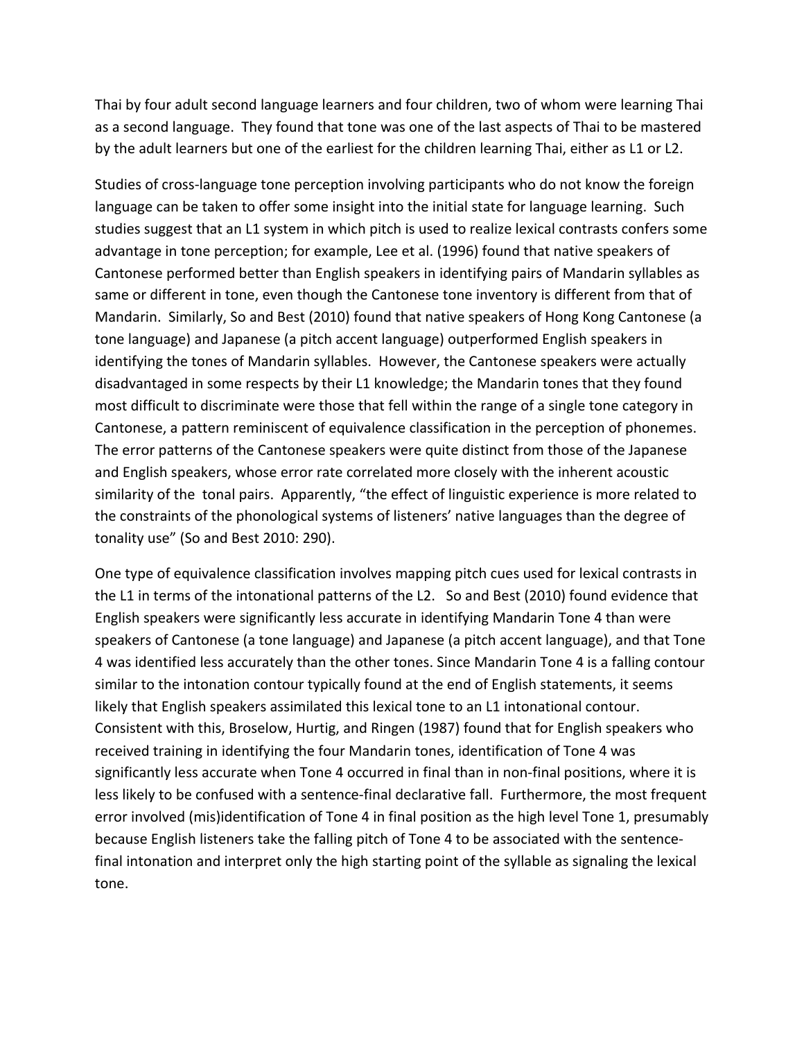Thai by four adult second language learners and four children, two of whom were learning Thai as a second language. They found that tone was one of the last aspects of Thai to be mastered by the adult learners but one of the earliest for the children learning Thai, either as L1 or L2.

Studies of cross-language tone perception involving participants who do not know the foreign language can be taken to offer some insight into the initial state for language learning. Such studies suggest that an L1 system in which pitch is used to realize lexical contrasts confers some advantage in tone perception; for example, Lee et al. (1996) found that native speakers of Cantonese performed better than English speakers in identifying pairs of Mandarin syllables as same or different in tone, even though the Cantonese tone inventory is different from that of Mandarin. Similarly, So and Best (2010) found that native speakers of Hong Kong Cantonese (a tone language) and Japanese (a pitch accent language) outperformed English speakers in identifying the tones of Mandarin syllables. However, the Cantonese speakers were actually disadvantaged in some respects by their L1 knowledge; the Mandarin tones that they found most difficult to discriminate were those that fell within the range of a single tone category in Cantonese, a pattern reminiscent of equivalence classification in the perception of phonemes. The error patterns of the Cantonese speakers were quite distinct from those of the Japanese and English speakers, whose error rate correlated more closely with the inherent acoustic similarity of the tonal pairs. Apparently, "the effect of linguistic experience is more related to the constraints of the phonological systems of listeners' native languages than the degree of tonality use" (So and Best 2010: 290).

One type of equivalence classification involves mapping pitch cues used for lexical contrasts in the L1 in terms of the intonational patterns of the L2. So and Best (2010) found evidence that English speakers were significantly less accurate in identifying Mandarin Tone 4 than were speakers of Cantonese (a tone language) and Japanese (a pitch accent language), and that Tone 4 was identified less accurately than the other tones. Since Mandarin Tone 4 is a falling contour similar to the intonation contour typically found at the end of English statements, it seems likely that English speakers assimilated this lexical tone to an L1 intonational contour. Consistent with this, Broselow, Hurtig, and Ringen (1987) found that for English speakers who received training in identifying the four Mandarin tones, identification of Tone 4 was significantly less accurate when Tone 4 occurred in final than in non-final positions, where it is less likely to be confused with a sentence-final declarative fall. Furthermore, the most frequent error involved (mis)identification of Tone 4 in final position as the high level Tone 1, presumably because English listeners take the falling pitch of Tone 4 to be associated with the sentence-final intonation and interpret only the high starting point of the syllable as signaling the lexical tone.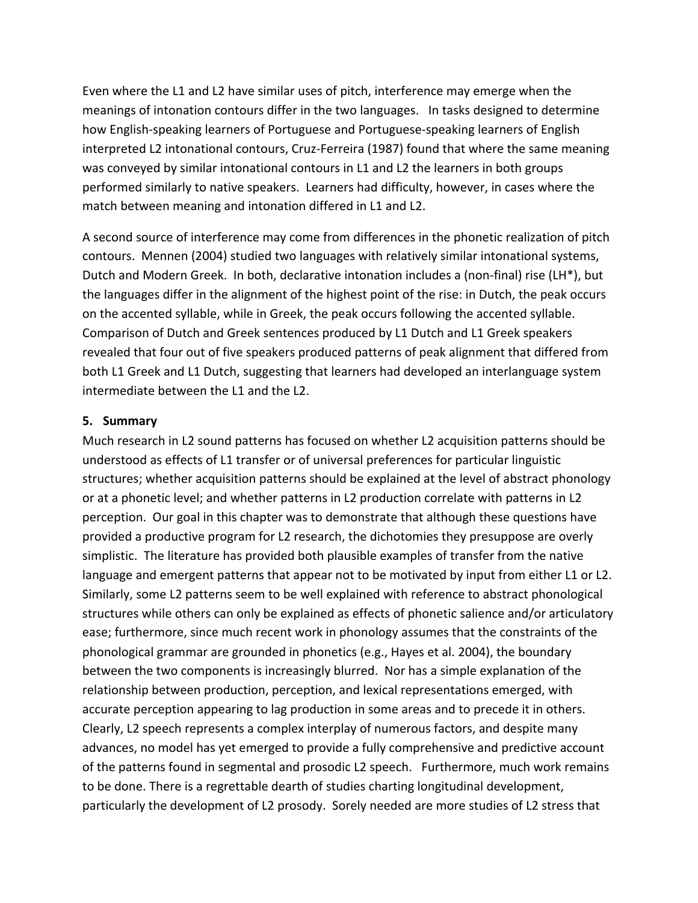Even where the L1 and L2 have similar uses of pitch, interference may emerge when the meanings of intonation contours differ in the two languages. In tasks designed to determine how English-speaking learners of Portuguese and Portuguese-speaking learners of English interpreted L2 intonational contours, Cruz-Ferreira (1987) found that where the same meaning was conveyed by similar intonational contours in L1 and L2 the learners in both groups performed similarly to native speakers. Learners had difficulty, however, in cases where the match between meaning and intonation differed in L1 and L2.

A second source of interference may come from differences in the phonetic realization of pitch contours. Mennen (2004) studied two languages with relatively similar intonational systems, Dutch and Modern Greek. In both, declarative intonation includes a (non-final) rise (LH*), but the languages differ in the alignment of the highest point of the rise: in Dutch, the peak occurs on the accented syllable, while in Greek, the peak occurs following the accented syllable. Comparison of Dutch and Greek sentences produced by L1 Dutch and L1 Greek speakers revealed that four out of five speakers produced patterns of peak alignment that differed from both L1 Greek and L1 Dutch, suggesting that learners had developed an interlanguage system intermediate between the L1 and the L2.

## 5. Summary

Much research in L2 sound patterns has focused on whether L2 acquisition patterns should be understood as effects of L1 transfer or of universal preferences for particular linguistic structures; whether acquisition patterns should be explained at the level of abstract phonology or at a phonetic level; and whether patterns in L2 production correlate with patterns in L2 perception. Our goal in this chapter was to demonstrate that although these questions have provided a productive program for L2 research, the dichotomies they presuppose are overly simplistic. The literature has provided both plausible examples of transfer from the native language and emergent patterns that appear not to be motivated by input from either L1 or L2. Similarly, some L2 patterns seem to be well explained with reference to abstract phonological structures while others can only be explained as effects of phonetic salience and/or articulatory ease; furthermore, since much recent work in phonology assumes that the constraints of the phonological grammar are grounded in phonetics (e.g., Hayes et al. 2004), the boundary between the two components is increasingly blurred. Nor has a simple explanation of the relationship between production, perception, and lexical representations emerged, with accurate perception appearing to lag production in some areas and to precede it in others. Clearly, L2 speech represents a complex interplay of numerous factors, and despite many advances, no model has yet emerged to provide a fully comprehensive and predictive account of the patterns found in segmental and prosodic L2 speech. Furthermore, much work remains to be done. There is a regrettable dearth of studies charting longitudinal development, particularly the development of L2 prosody. Sorely needed are more studies of L2 stress that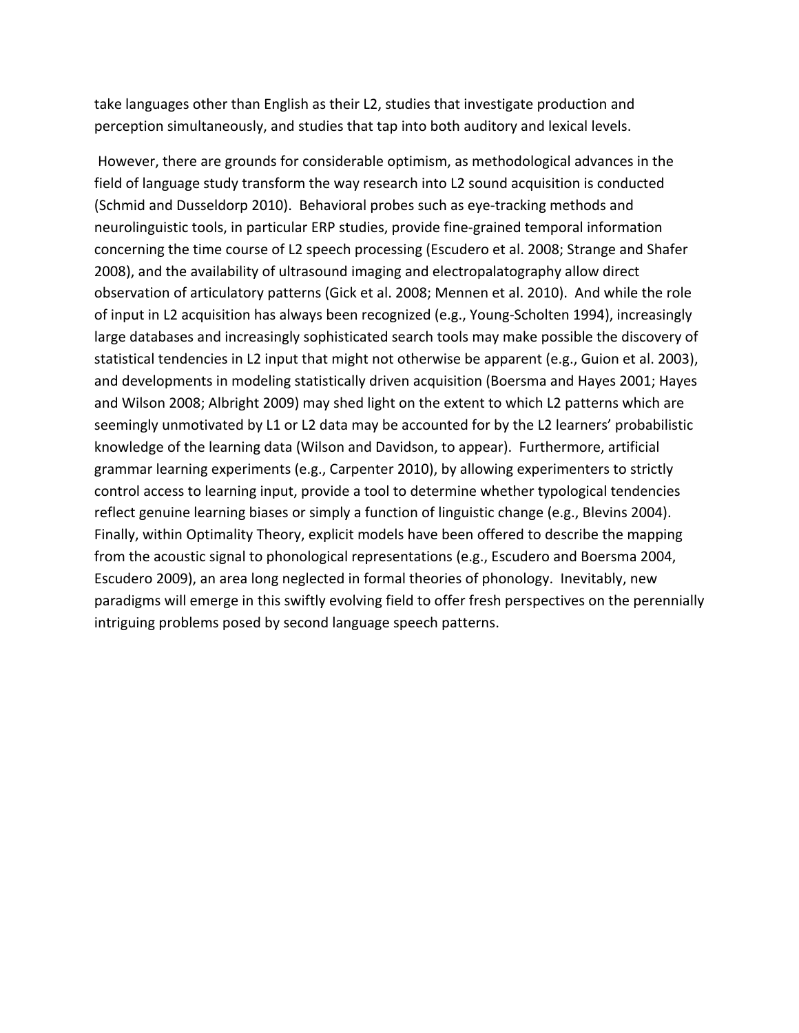take languages other than English as their L2, studies that investigate production and perception simultaneously, and studies that tap into both auditory and lexical levels.

However, there are grounds for considerable optimism, as methodological advances in the field of language study transform the way research into L2 sound acquisition is conducted (Schmid and Dusseldorp 2010). Behavioral probes such as eye-tracking methods and neurolinguistic tools, in particular ERP studies, provide fine-grained temporal information concerning the time course of L2 speech processing (Escudero et al. 2008; Strange and Shafer 2008), and the availability of ultrasound imaging and electropalatography allow direct observation of articulatory patterns (Gick et al. 2008; Mennen et al. 2010). And while the role of input in L2 acquisition has always been recognized (e.g., Young-Scholten 1994), increasingly large databases and increasingly sophisticated search tools may make possible the discovery of statistical tendencies in L2 input that might not otherwise be apparent (e.g., Guion et al. 2003), and developments in modeling statistically driven acquisition (Boersma and Hayes 2001; Hayes and Wilson 2008; Albright 2009) may shed light on the extent to which L2 patterns which are seemingly unmotivated by L1 or L2 data may be accounted for by the L2 learners' probabilistic knowledge of the learning data (Wilson and Davidson, to appear). Furthermore, artificial grammar learning experiments (e.g., Carpenter 2010), by allowing experimenters to strictly control access to learning input, provide a tool to determine whether typological tendencies reflect genuine learning biases or simply a function of linguistic change (e.g., Blevins 2004). Finally, within Optimality Theory, explicit models have been offered to describe the mapping from the acoustic signal to phonological representations (e.g., Escudero and Boersma 2004, Escudero 2009), an area long neglected in formal theories of phonology. Inevitably, new paradigms will emerge in this swiftly evolving field to offer fresh perspectives on the perennially intriguing problems posed by second language speech patterns.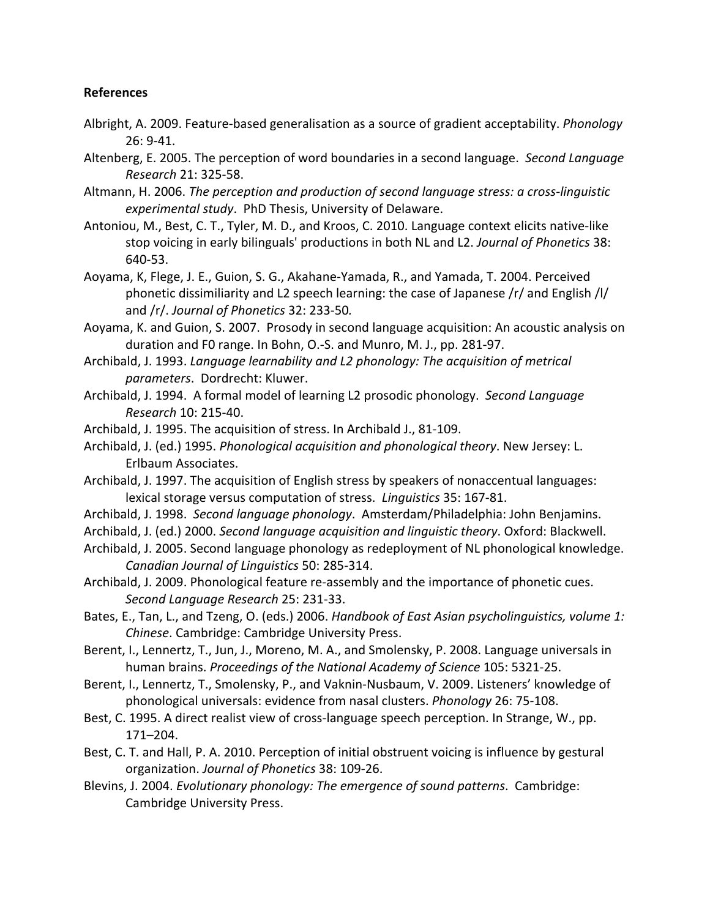**References**

Albright, A. 2009. Feature-based generalisation as a source of gradient acceptability. *Phonology* 26: 9-41.

Altenberg, E. 2005. The perception of word boundaries in a second language. *Second Language Research* 21: 325-58.

Altmann, H. 2006. *The perception and production of second language stress: a cross-linguistic experimental study*. PhD Thesis, University of Delaware.

Antoniou, M., Best, C. T., Tyler, M. D., and Kroos, C. 2010. Language context elicits native-like stop voicing in early bilinguals' productions in both NL and L2. *Journal of Phonetics* 38: 640-53.

Aoyama, K, Flege, J. E., Guion, S. G., Akahane-Yamada, R., and Yamada, T. 2004. Perceived phonetic dissimiliarity and L2 speech learning: the case of Japanese /r/ and English /l/ and /r/. *Journal of Phonetics* 32: 233-50*.*

Aoyama, K. and Guion, S. 2007. Prosody in second language acquisition: An acoustic analysis on duration and F0 range. In Bohn, O.-S. and Munro, M. J., pp. 281-97.

Archibald, J. 1993. *Language learnability and L2 phonology: The acquisition of metrical parameters*. Dordrecht: Kluwer.

Archibald, J. 1994. A formal model of learning L2 prosodic phonology. *Second Language Research* 10: 215-40.

Archibald, J. 1995. The acquisition of stress. In Archibald J., 81-109.

Archibald, J. (ed.) 1995. *Phonological acquisition and phonological theory*. New Jersey: L. Erlbaum Associates.

Archibald, J. 1997. The acquisition of English stress by speakers of nonaccentual languages: lexical storage versus computation of stress. *Linguistics* 35: 167-81.

Archibald, J. 1998. *Second language phonology*. Amsterdam/Philadelphia: John Benjamins.

Archibald, J. (ed.) 2000. *Second language acquisition and linguistic theory*. Oxford: Blackwell.

Archibald, J. 2005. Second language phonology as redeployment of NL phonological knowledge. *Canadian Journal of Linguistics* 50: 285-314.

Archibald, J. 2009. Phonological feature re-assembly and the importance of phonetic cues. *Second Language Research* 25: 231-33.

Bates, E., Tan, L., and Tzeng, O. (eds.) 2006. *Handbook of East Asian psycholinguistics, volume 1: Chinese*. Cambridge: Cambridge University Press.

Berent, I., Lennertz, T., Jun, J., Moreno, M. A., and Smolensky, P. 2008. Language universals in human brains. *Proceedings of the National Academy of Science* 105: 5321-25.

Berent, I., Lennertz, T., Smolensky, P., and Vaknin-Nusbaum, V. 2009. Listeners' knowledge of phonological universals: evidence from nasal clusters. *Phonology* 26: 75-108.

Best, C. 1995. A direct realist view of cross-language speech perception. In Strange, W., pp. 171–204.

Best, C. T. and Hall, P. A. 2010. Perception of initial obstruent voicing is influence by gestural organization. *Journal of Phonetics* 38: 109-26.

Blevins, J. 2004. *Evolutionary phonology: The emergence of sound patterns*. Cambridge: Cambridge University Press.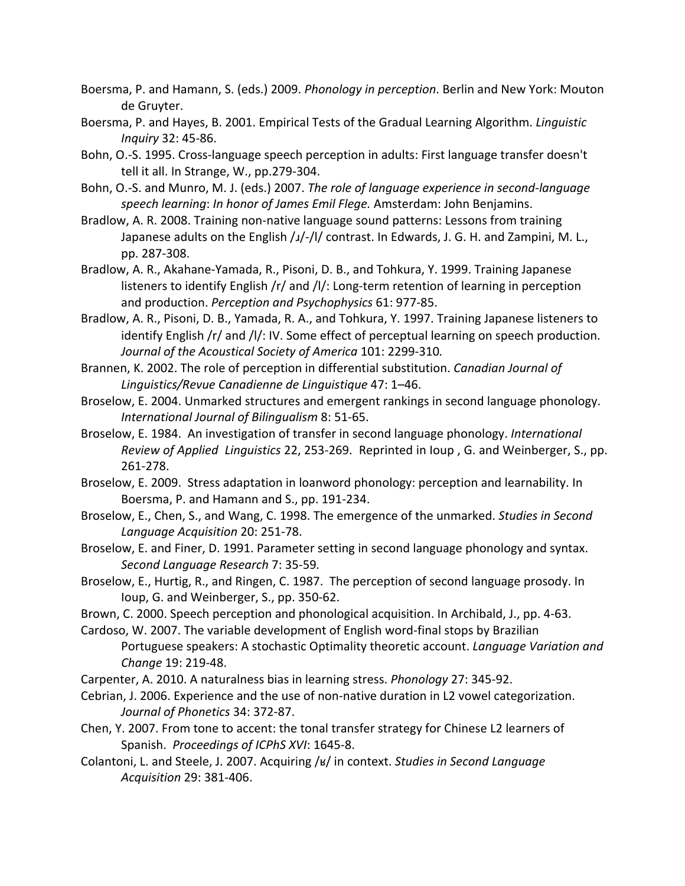Boersma, P. and Hamann, S. (eds.) 2009. *Phonology in perception*. Berlin and New York: Mouton de Gruyter.

Boersma, P. and Hayes, B. 2001. Empirical Tests of the Gradual Learning Algorithm. *Linguistic Inquiry* 32: 45-86.

Bohn, O.-S. 1995. Cross-language speech perception in adults: First language transfer doesn't tell it all. In Strange, W., pp.279-304.

Bohn, O.-S. and Munro, M. J. (eds.) 2007. *The role of language experience in second-language speech learning*: *In honor of James Emil Flege.* Amsterdam: John Benjamins.

Bradlow, A. R. 2008. Training non-native language sound patterns: Lessons from training Japanese adults on the English /ɹ/-/l/ contrast. In Edwards, J. G. H. and Zampini, M. L., pp. 287-308.

Bradlow, A. R., Akahane-Yamada, R., Pisoni, D. B., and Tohkura, Y. 1999. Training Japanese listeners to identify English /r/ and /l/: Long-term retention of learning in perception and production. *Perception and Psychophysics* 61: 977-85.

Bradlow, A. R., Pisoni, D. B., Yamada, R. A., and Tohkura, Y. 1997. Training Japanese listeners to identify English /r/ and /l/: IV. Some effect of perceptual learning on speech production. *Journal of the Acoustical Society of America* 101: 2299-310*.*

Brannen, K. 2002. The role of perception in differential substitution. *Canadian Journal of Linguistics/Revue Canadienne de Linguistique* 47: 1–46.

Broselow, E. 2004. Unmarked structures and emergent rankings in second language phonology. *International Journal of Bilingualism* 8: 51-65.

Broselow, E. 1984. An investigation of transfer in second language phonology. *International Review of Applied Linguistics* 22, 253-269. Reprinted in Ioup , G. and Weinberger, S., pp. 261-278.

Broselow, E. 2009. Stress adaptation in loanword phonology: perception and learnability. In Boersma, P. and Hamann and S., pp. 191-234.

Broselow, E., Chen, S., and Wang, C. 1998. The emergence of the unmarked. *Studies in Second Language Acquisition* 20: 251-78.

Broselow, E. and Finer, D. 1991. Parameter setting in second language phonology and syntax. *Second Language Research* 7: 35-59*.*

Broselow, E., Hurtig, R., and Ringen, C. 1987. The perception of second language prosody. In Ioup, G. and Weinberger, S., pp. 350-62.

Brown, C. 2000. Speech perception and phonological acquisition. In Archibald, J., pp. 4-63.

Cardoso, W. 2007. The variable development of English word-final stops by Brazilian Portuguese speakers: A stochastic Optimality theoretic account. *Language Variation and Change* 19: 219-48.

Carpenter, A. 2010. A naturalness bias in learning stress. *Phonology* 27: 345-92.

Cebrian, J. 2006. Experience and the use of non-native duration in L2 vowel categorization. *Journal of Phonetics* 34: 372-87.

Chen, Y. 2007. From tone to accent: the tonal transfer strategy for Chinese L2 learners of Spanish. *Proceedings of ICPhS XVI*: 1645-8.

Colantoni, L. and Steele, J. 2007. Acquiring /ʁ/ in context. *Studies in Second Language Acquisition* 29: 381-406.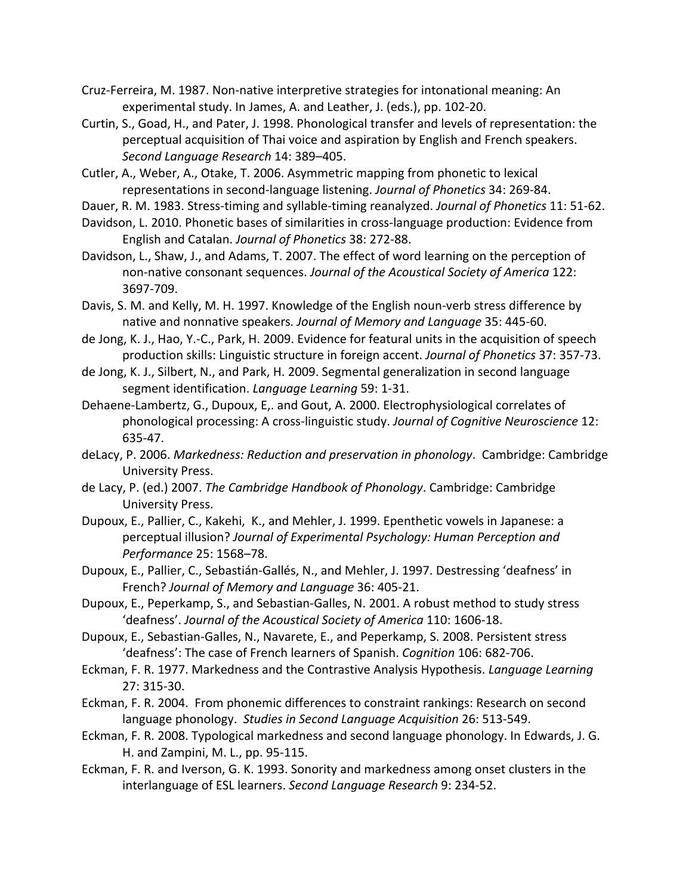Cruz-Ferreira, M. 1987. Non-native interpretive strategies for intonational meaning: An experimental study. In James, A. and Leather, J. (eds.), pp. 102-20.

Curtin, S., Goad, H., and Pater, J. 1998. Phonological transfer and levels of representation: the perceptual acquisition of Thai voice and aspiration by English and French speakers. *Second Language Research* 14: 389–405.

Cutler, A., Weber, A., Otake, T. 2006. Asymmetric mapping from phonetic to lexical representations in second-language listening. *Journal of Phonetics* 34: 269-84.

Dauer, R. M. 1983. Stress-timing and syllable-timing reanalyzed. *Journal of Phonetics* 11: 51-62.

Davidson, L. 2010. Phonetic bases of similarities in cross-language production: Evidence from English and Catalan. *Journal of Phonetics* 38: 272-88.

Davidson, L., Shaw, J., and Adams, T. 2007. The effect of word learning on the perception of non-native consonant sequences. *Journal of the Acoustical Society of America* 122: 3697-709.

Davis, S. M. and Kelly, M. H. 1997. Knowledge of the English noun-verb stress difference by native and nonnative speakers*. Journal of Memory and Language* 35: 445-60.

de Jong, K. J., Hao, Y.-C., Park, H. 2009. Evidence for featural units in the acquisition of speech production skills: Linguistic structure in foreign accent. *Journal of Phonetics* 37: 357-73.

de Jong, K. J., Silbert, N., and Park, H. 2009. Segmental generalization in second language segment identification. *Language Learning* 59: 1-31.

Dehaene-Lambertz, G., Dupoux, E,. and Gout, A. 2000. Electrophysiological correlates of phonological processing: A cross-linguistic study. *Journal of Cognitive Neuroscience* 12: 635-47.

deLacy, P. 2006. *Markedness: Reduction and preservation in phonology*. Cambridge: Cambridge University Press.

de Lacy, P. (ed.) 2007. *The Cambridge Handbook of Phonology*. Cambridge: Cambridge University Press.

Dupoux, E., Pallier, C., Kakehi, K., and Mehler, J. 1999. Epenthetic vowels in Japanese: a perceptual illusion? *Journal of Experimental Psychology: Human Perception and Performance* 25: 1568–78.

Dupoux, E., Pallier, C., Sebastián-Gallés, N., and Mehler, J. 1997. Destressing 'deafness' in French? *Journal of Memory and Language* 36: 405-21.

Dupoux, E., Peperkamp, S., and Sebastian-Galles, N. 2001. A robust method to study stress 'deafness'. *Journal of the Acoustical Society of America* 110: 1606-18.

Dupoux, E., Sebastian-Galles, N., Navarete, E., and Peperkamp, S. 2008. Persistent stress 'deafness': The case of French learners of Spanish. *Cognition* 106: 682-706.

Eckman, F. R. 1977. Markedness and the Contrastive Analysis Hypothesis. *Language Learning* 27: 315-30.

Eckman, F. R. 2004. From phonemic differences to constraint rankings: Research on second language phonology. *Studies in Second Language Acquisition* 26: 513-549.

Eckman, F. R. 2008. Typological markedness and second language phonology. In Edwards, J. G. H. and Zampini, M. L., pp. 95-115.

Eckman, F. R. and Iverson, G. K. 1993. Sonority and markedness among onset clusters in the interlanguage of ESL learners. *Second Language Research* 9: 234-52.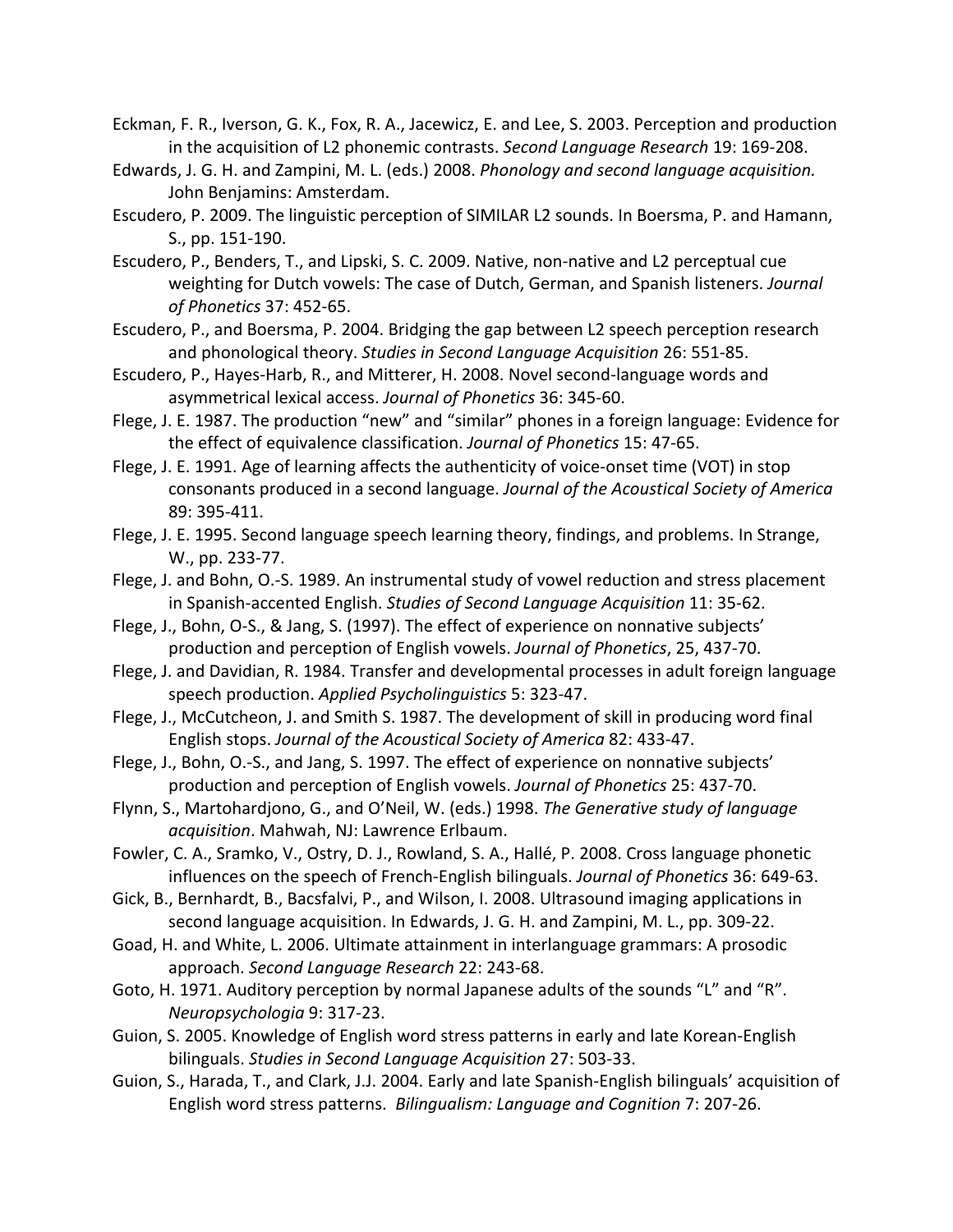Eckman, F. R., Iverson, G. K., Fox, R. A., Jacewicz, E. and Lee, S. 2003. Perception and production in the acquisition of L2 phonemic contrasts. *Second Language Research* 19: 169-208.

Edwards, J. G. H. and Zampini, M. L. (eds.) 2008. *Phonology and second language acquisition.* John Benjamins: Amsterdam.

Escudero, P. 2009. The linguistic perception of SIMILAR L2 sounds. In Boersma, P. and Hamann, S., pp. 151-190.

Escudero, P., Benders, T., and Lipski, S. C. 2009. Native, non-native and L2 perceptual cue weighting for Dutch vowels: The case of Dutch, German, and Spanish listeners. *Journal of Phonetics* 37: 452-65.

Escudero, P., and Boersma, P. 2004. Bridging the gap between L2 speech perception research and phonological theory. *Studies in Second Language Acquisition* 26: 551-85.

Escudero, P., Hayes-Harb, R., and Mitterer, H. 2008. Novel second-language words and asymmetrical lexical access. *Journal of Phonetics* 36: 345-60.

Flege, J. E. 1987. The production "new" and "similar" phones in a foreign language: Evidence for the effect of equivalence classification. *Journal of Phonetics* 15: 47-65.

Flege, J. E. 1991. Age of learning affects the authenticity of voice-onset time (VOT) in stop consonants produced in a second language. *Journal of the Acoustical Society of America* 89: 395-411.

Flege, J. E. 1995. Second language speech learning theory, findings, and problems. In Strange, W., pp. 233-77.

Flege, J. and Bohn, O.-S. 1989. An instrumental study of vowel reduction and stress placement in Spanish-accented English. *Studies of Second Language Acquisition* 11: 35-62.

Flege, J., Bohn, O-S., & Jang, S. (1997). The effect of experience on nonnative subjects' production and perception of English vowels. *Journal of Phonetics*, 25, 437-70.

Flege, J. and Davidian, R. 1984. Transfer and developmental processes in adult foreign language speech production. *Applied Psycholinguistics* 5: 323-47.

Flege, J., McCutcheon, J. and Smith S. 1987. The development of skill in producing word final English stops. *Journal of the Acoustical Society of America* 82: 433-47.

Flege, J., Bohn, O.-S., and Jang, S. 1997. The effect of experience on nonnative subjects' production and perception of English vowels. *Journal of Phonetics* 25: 437-70.

Flynn, S., Martohardjono, G., and O'Neil, W. (eds.) 1998. *The Generative study of language acquisition*. Mahwah, NJ: Lawrence Erlbaum.

Fowler, C. A., Sramko, V., Ostry, D. J., Rowland, S. A., Hallé, P. 2008. Cross language phonetic influences on the speech of French-English bilinguals. *Journal of Phonetics* 36: 649-63.

Gick, B., Bernhardt, B., Bacsfalvi, P., and Wilson, I. 2008. Ultrasound imaging applications in second language acquisition. In Edwards, J. G. H. and Zampini, M. L., pp. 309-22.

Goad, H. and White, L. 2006. Ultimate attainment in interlanguage grammars: A prosodic approach. *Second Language Research* 22: 243-68.

Goto, H. 1971. Auditory perception by normal Japanese adults of the sounds "L" and "R". *Neuropsychologia* 9: 317-23.

Guion, S. 2005. Knowledge of English word stress patterns in early and late Korean-English bilinguals. *Studies in Second Language Acquisition* 27: 503-33.

Guion, S., Harada, T., and Clark, J.J. 2004. Early and late Spanish-English bilinguals' acquisition of English word stress patterns. *Bilingualism: Language and Cognition* 7: 207-26.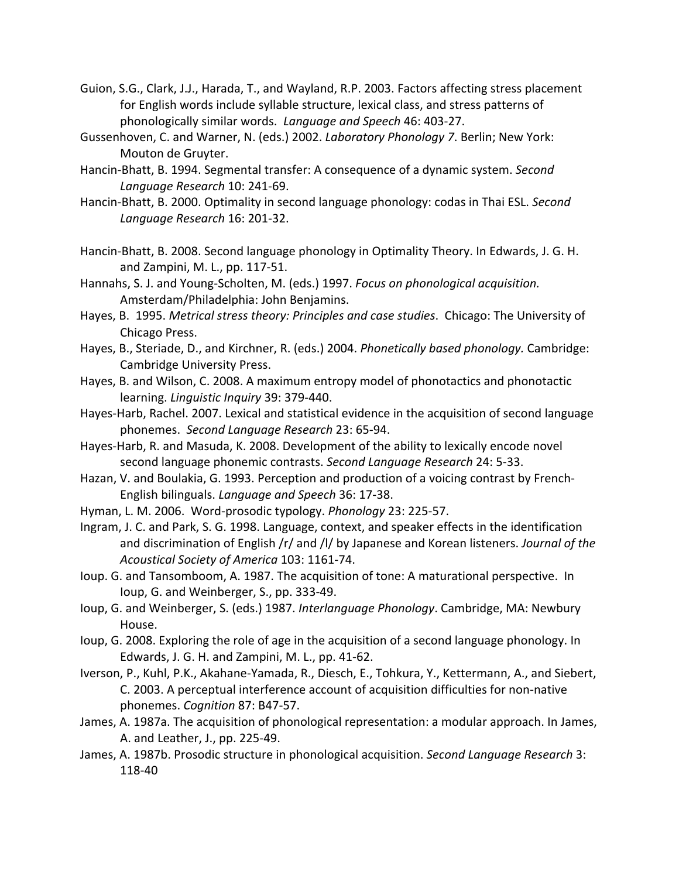Guion, S.G., Clark, J.J., Harada, T., and Wayland, R.P. 2003. Factors affecting stress placement for English words include syllable structure, lexical class, and stress patterns of phonologically similar words. *Language and Speech* 46: 403-27.

Gussenhoven, C. and Warner, N. (eds.) 2002. *Laboratory Phonology 7*. Berlin; New York: Mouton de Gruyter.

Hancin-Bhatt, B. 1994. Segmental transfer: A consequence of a dynamic system. *Second Language Research* 10: 241-69.

Hancin-Bhatt, B. 2000. Optimality in second language phonology: codas in Thai ESL. *Second Language Research* 16: 201-32.

Hancin-Bhatt, B. 2008. Second language phonology in Optimality Theory. In Edwards, J. G. H. and Zampini, M. L., pp. 117-51.

Hannahs, S. J. and Young-Scholten, M. (eds.) 1997. *Focus on phonological acquisition.* Amsterdam/Philadelphia: John Benjamins.

Hayes, B. 1995. *Metrical stress theory: Principles and case studies*. Chicago: The University of Chicago Press.

Hayes, B., Steriade, D., and Kirchner, R. (eds.) 2004. *Phonetically based phonology.* Cambridge: Cambridge University Press.

Hayes, B. and Wilson, C. 2008. A maximum entropy model of phonotactics and phonotactic learning. *Linguistic Inquiry* 39: 379-440.

Hayes-Harb, Rachel. 2007. Lexical and statistical evidence in the acquisition of second language phonemes. *Second Language Research* 23: 65-94.

Hayes-Harb, R. and Masuda, K. 2008. Development of the ability to lexically encode novel second language phonemic contrasts. *Second Language Research* 24: 5-33.

Hazan, V. and Boulakia, G. 1993. Perception and production of a voicing contrast by French-English bilinguals. *Language and Speech* 36: 17-38.

Hyman, L. M. 2006. Word-prosodic typology. *Phonology* 23: 225-57.

Ingram, J. C. and Park, S. G. 1998. Language, context, and speaker effects in the identification and discrimination of English /r/ and /l/ by Japanese and Korean listeners. *Journal of the Acoustical Society of America* 103: 1161-74.

Ioup. G. and Tansomboom, A. 1987. The acquisition of tone: A maturational perspective. In Ioup, G. and Weinberger, S., pp. 333-49.

Ioup, G. and Weinberger, S. (eds.) 1987. *Interlanguage Phonology*. Cambridge, MA: Newbury House.

Ioup, G. 2008. Exploring the role of age in the acquisition of a second language phonology. In Edwards, J. G. H. and Zampini, M. L., pp. 41-62.

Iverson, P., Kuhl, P.K., Akahane-Yamada, R., Diesch, E., Tohkura, Y., Kettermann, A., and Siebert, C. 2003. A perceptual interference account of acquisition difficulties for non-native phonemes. *Cognition* 87: B47-57.

James, A. 1987a. The acquisition of phonological representation: a modular approach. In James, A. and Leather, J., pp. 225-49.

James, A. 1987b. Prosodic structure in phonological acquisition. *Second Language Research* 3: 118-40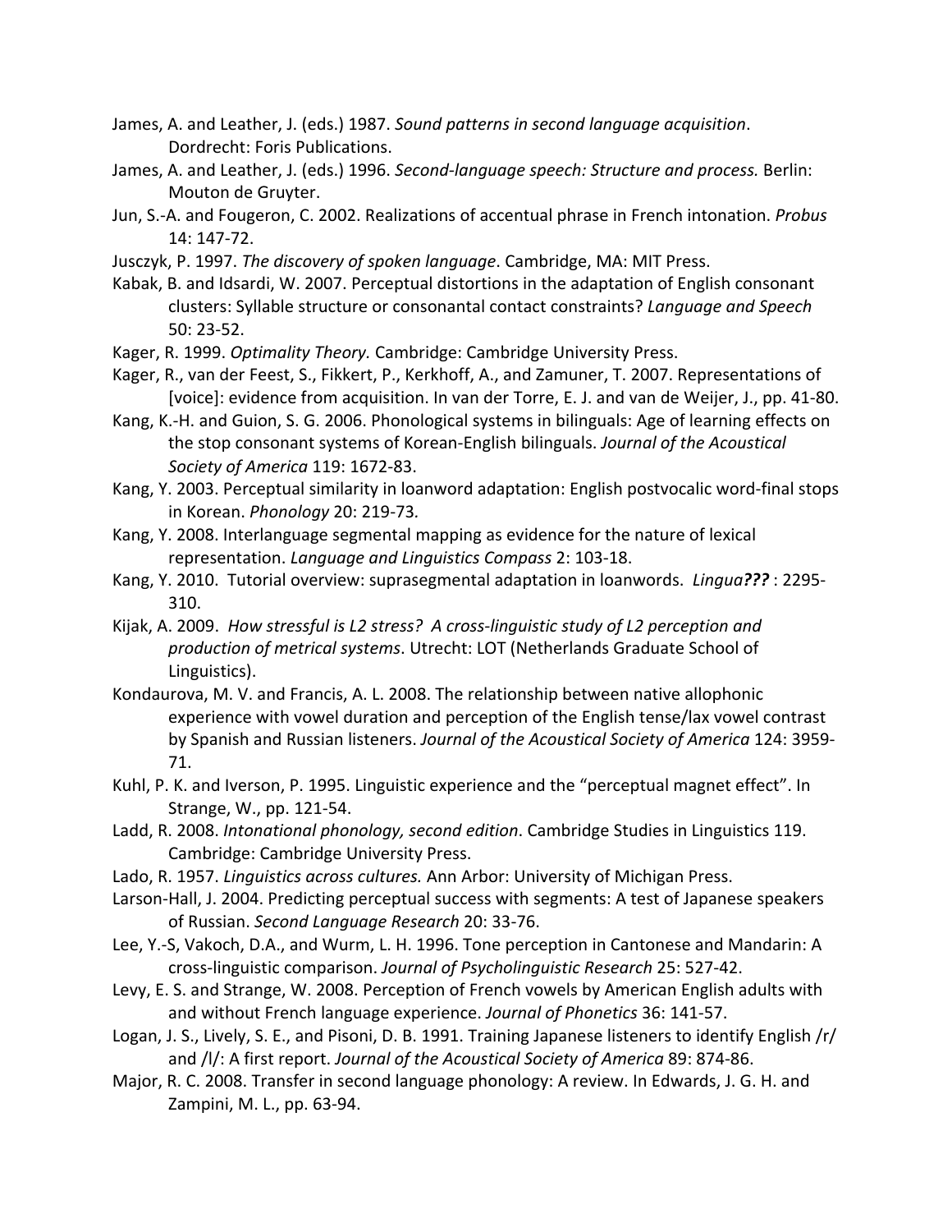James, A. and Leather, J. (eds.) 1987. *Sound patterns in second language acquisition*. Dordrecht: Foris Publications.

James, A. and Leather, J. (eds.) 1996. *Second-language speech: Structure and process.* Berlin: Mouton de Gruyter.

Jun, S.-A. and Fougeron, C. 2002. Realizations of accentual phrase in French intonation. *Probus* 14: 147-72.

Jusczyk, P. 1997. *The discovery of spoken language*. Cambridge, MA: MIT Press.

Kabak, B. and Idsardi, W. 2007. Perceptual distortions in the adaptation of English consonant clusters: Syllable structure or consonantal contact constraints? *Language and Speech* 50: 23-52.

Kager, R. 1999. *Optimality Theory.* Cambridge: Cambridge University Press.

Kager, R., van der Feest, S., Fikkert, P., Kerkhoff, A., and Zamuner, T. 2007. Representations of [voice]: evidence from acquisition. In van der Torre, E. J. and van de Weijer, J., pp. 41-80.

Kang, K.-H. and Guion, S. G. 2006. Phonological systems in bilinguals: Age of learning effects on the stop consonant systems of Korean-English bilinguals. *Journal of the Acoustical Society of America* 119: 1672-83.

Kang, Y. 2003. Perceptual similarity in loanword adaptation: English postvocalic word-final stops in Korean. *Phonology* 20: 219-73.

Kang, Y. 2008. Interlanguage segmental mapping as evidence for the nature of lexical representation. *Language and Linguistics Compass* 2: 103-18.

Kang, Y. 2010. Tutorial overview: suprasegmental adaptation in loanwords. *Lingua* ***???*** : 2295-310.

Kijak, A. 2009. *How stressful is L2 stress? A cross-linguistic study of L2 perception and production of metrical systems*. Utrecht: LOT (Netherlands Graduate School of Linguistics).

Kondaurova, M. V. and Francis, A. L. 2008. The relationship between native allophonic experience with vowel duration and perception of the English tense/lax vowel contrast by Spanish and Russian listeners. *Journal of the Acoustical Society of America* 124: 3959-71.

Kuhl, P. K. and Iverson, P. 1995. Linguistic experience and the "perceptual magnet effect". In Strange, W., pp. 121-54.

Ladd, R. 2008. *Intonational phonology, second edition*. Cambridge Studies in Linguistics 119. Cambridge: Cambridge University Press.

Lado, R. 1957. *Linguistics across cultures.* Ann Arbor: University of Michigan Press.

Larson-Hall, J. 2004. Predicting perceptual success with segments: A test of Japanese speakers of Russian. *Second Language Research* 20: 33-76.

Lee, Y.-S, Vakoch, D.A., and Wurm, L. H. 1996. Tone perception in Cantonese and Mandarin: A cross-linguistic comparison. *Journal of Psycholinguistic Research* 25: 527-42.

Levy, E. S. and Strange, W. 2008. Perception of French vowels by American English adults with and without French language experience. *Journal of Phonetics* 36: 141-57.

Logan, J. S., Lively, S. E., and Pisoni, D. B. 1991. Training Japanese listeners to identify English /r/ and /l/: A first report. *Journal of the Acoustical Society of America* 89: 874-86.

Major, R. C. 2008. Transfer in second language phonology: A review. In Edwards, J. G. H. and Zampini, M. L., pp. 63-94.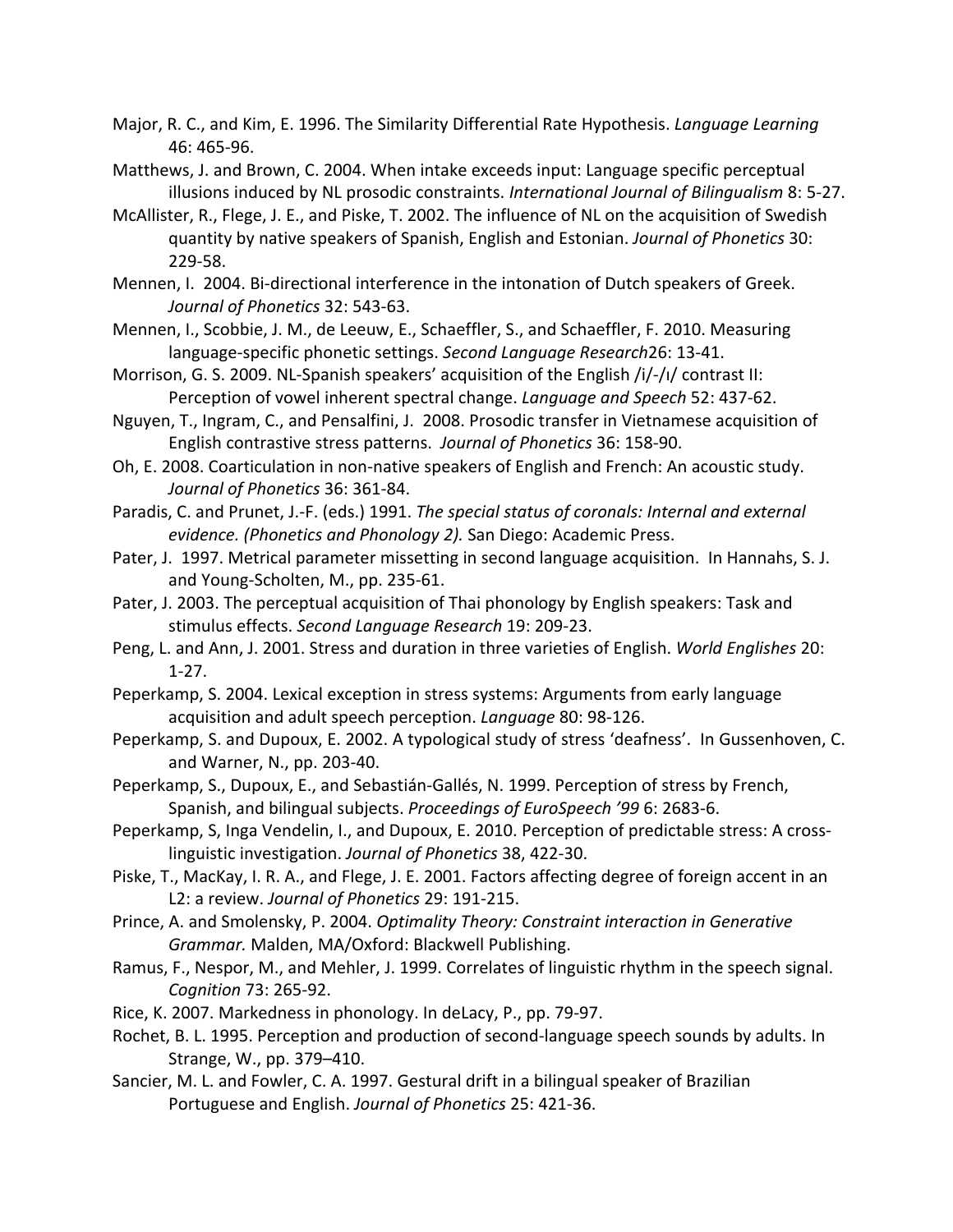Major, R. C., and Kim, E. 1996. The Similarity Differential Rate Hypothesis. *Language Learning* 46: 465-96.

Matthews, J. and Brown, C. 2004. When intake exceeds input: Language specific perceptual illusions induced by NL prosodic constraints. *International Journal of Bilingualism* 8: 5-27.

McAllister, R., Flege, J. E., and Piske, T. 2002. The influence of NL on the acquisition of Swedish quantity by native speakers of Spanish, English and Estonian. *Journal of Phonetics* 30: 229-58.

Mennen, I. 2004. Bi-directional interference in the intonation of Dutch speakers of Greek. *Journal of Phonetics* 32: 543-63.

Mennen, I., Scobbie, J. M., de Leeuw, E., Schaeffler, S., and Schaeffler, F. 2010. Measuring language-specific phonetic settings. *Second Language Research*26: 13-41.

Morrison, G. S. 2009. NL-Spanish speakers' acquisition of the English /i/-/ɪ/ contrast II: Perception of vowel inherent spectral change. *Language and Speech* 52: 437-62.

Nguyen, T., Ingram, C., and Pensalfini, J. 2008. Prosodic transfer in Vietnamese acquisition of English contrastive stress patterns. *Journal of Phonetics* 36: 158-90.

Oh, E. 2008. Coarticulation in non-native speakers of English and French: An acoustic study. *Journal of Phonetics* 36: 361-84.

Paradis, C. and Prunet, J.-F. (eds.) 1991. *The special status of coronals: Internal and external evidence. (Phonetics and Phonology 2).* San Diego: Academic Press.

Pater, J. 1997. Metrical parameter missetting in second language acquisition. In Hannahs, S. J. and Young-Scholten, M., pp. 235-61.

Pater, J. 2003. The perceptual acquisition of Thai phonology by English speakers: Task and stimulus effects. *Second Language Research* 19: 209-23.

Peng, L. and Ann, J. 2001. Stress and duration in three varieties of English. *World Englishes* 20: 1-27.

Peperkamp, S. 2004. Lexical exception in stress systems: Arguments from early language acquisition and adult speech perception. *Language* 80: 98-126.

Peperkamp, S. and Dupoux, E. 2002. A typological study of stress 'deafness'. In Gussenhoven, C. and Warner, N., pp. 203-40.

Peperkamp, S., Dupoux, E., and Sebastián-Gallés, N. 1999. Perception of stress by French, Spanish, and bilingual subjects. *Proceedings of EuroSpeech '99* 6: 2683-6.

Peperkamp, S, Inga Vendelin, I., and Dupoux, E. 2010. Perception of predictable stress: A cross-linguistic investigation. *Journal of Phonetics* 38, 422-30.

Piske, T., MacKay, I. R. A., and Flege, J. E. 2001. Factors affecting degree of foreign accent in an L2: a review. *Journal of Phonetics* 29: 191-215.

Prince, A. and Smolensky, P. 2004. *Optimality Theory: Constraint interaction in Generative Grammar.* Malden, MA/Oxford: Blackwell Publishing.

Ramus, F., Nespor, M., and Mehler, J. 1999. Correlates of linguistic rhythm in the speech signal. *Cognition* 73: 265-92.

Rice, K. 2007. Markedness in phonology. In deLacy, P., pp. 79-97.

Rochet, B. L. 1995. Perception and production of second-language speech sounds by adults. In Strange, W., pp. 379–410.

Sancier, M. L. and Fowler, C. A. 1997. Gestural drift in a bilingual speaker of Brazilian Portuguese and English. *Journal of Phonetics* 25: 421-36.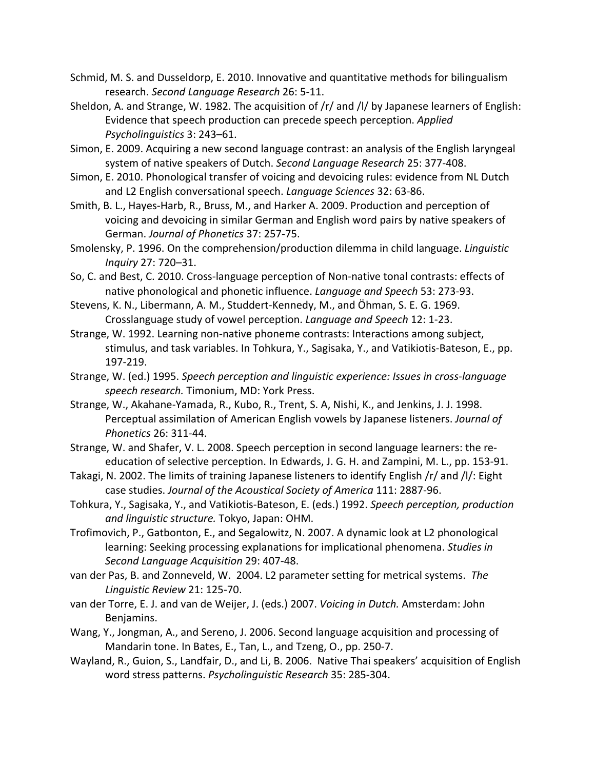Schmid, M. S. and Dusseldorp, E. 2010. Innovative and quantitative methods for bilingualism research. *Second Language Research* 26: 5-11.

Sheldon, A. and Strange, W. 1982. The acquisition of /r/ and /l/ by Japanese learners of English: Evidence that speech production can precede speech perception. *Applied Psycholinguistics* 3: 243–61.

Simon, E. 2009. Acquiring a new second language contrast: an analysis of the English laryngeal system of native speakers of Dutch. *Second Language Research* 25: 377-408.

Simon, E. 2010. Phonological transfer of voicing and devoicing rules: evidence from NL Dutch and L2 English conversational speech. *Language Sciences* 32: 63-86.

Smith, B. L., Hayes-Harb, R., Bruss, M., and Harker A. 2009. Production and perception of voicing and devoicing in similar German and English word pairs by native speakers of German. *Journal of Phonetics* 37: 257-75.

Smolensky, P. 1996. On the comprehension/production dilemma in child language. *Linguistic Inquiry* 27: 720–31.

So, C. and Best, C. 2010. Cross-language perception of Non-native tonal contrasts: effects of native phonological and phonetic influence. *Language and Speech* 53: 273-93.

Stevens, K. N., Libermann, A. M., Studdert-Kennedy, M., and Öhman, S. E. G. 1969. Crosslanguage study of vowel perception. *Language and Speech* 12: 1-23.

Strange, W. 1992. Learning non-native phoneme contrasts: Interactions among subject, stimulus, and task variables. In Tohkura, Y., Sagisaka, Y., and Vatikiotis-Bateson, E., pp. 197-219.

Strange, W. (ed.) 1995. *Speech perception and linguistic experience: Issues in cross-language speech research.* Timonium, MD: York Press.

Strange, W., Akahane-Yamada, R., Kubo, R., Trent, S. A, Nishi, K., and Jenkins, J. J. 1998. Perceptual assimilation of American English vowels by Japanese listeners. *Journal of Phonetics* 26: 311-44.

Strange, W. and Shafer, V. L. 2008. Speech perception in second language learners: the re-education of selective perception. In Edwards, J. G. H. and Zampini, M. L., pp. 153-91.

Takagi, N. 2002. The limits of training Japanese listeners to identify English /r/ and /l/: Eight case studies. *Journal of the Acoustical Society of America* 111: 2887-96.

Tohkura, Y., Sagisaka, Y., and Vatikiotis-Bateson, E. (eds.) 1992. *Speech perception, production and linguistic structure.* Tokyo, Japan: OHM.

Trofimovich, P., Gatbonton, E., and Segalowitz, N. 2007. A dynamic look at L2 phonological learning: Seeking processing explanations for implicational phenomena. *Studies in Second Language Acquisition* 29: 407-48.

van der Pas, B. and Zonneveld, W. 2004. L2 parameter setting for metrical systems. *The Linguistic Review* 21: 125-70.

van der Torre, E. J. and van de Weijer, J. (eds.) 2007. *Voicing in Dutch.* Amsterdam: John Benjamins.

Wang, Y., Jongman, A., and Sereno, J. 2006. Second language acquisition and processing of Mandarin tone. In Bates, E., Tan, L., and Tzeng, O., pp. 250-7.

Wayland, R., Guion, S., Landfair, D., and Li, B. 2006. Native Thai speakers' acquisition of English word stress patterns. *Psycholinguistic Research* 35: 285-304.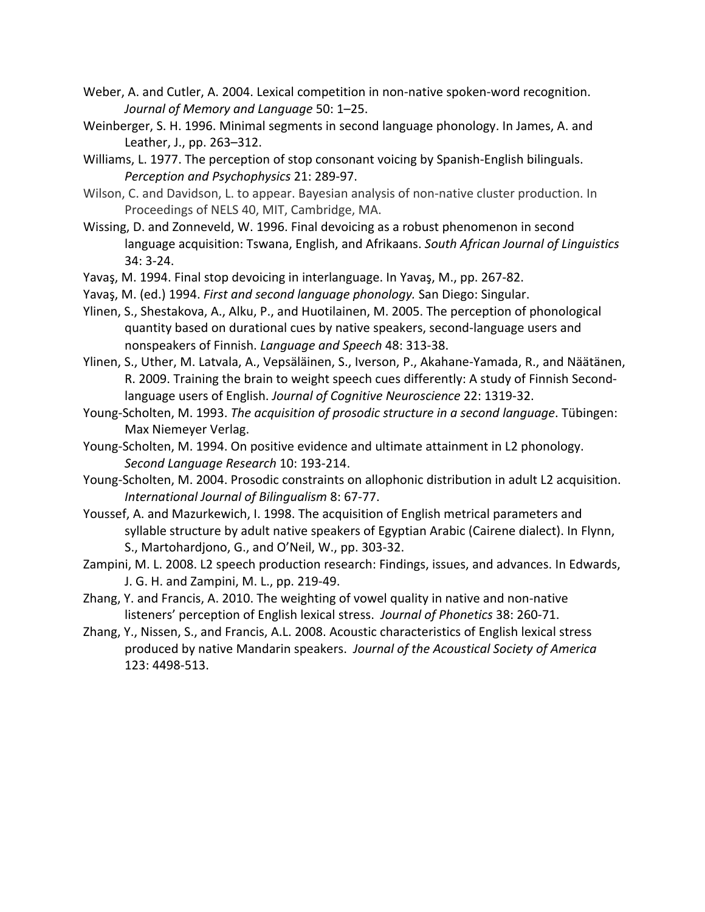Weber, A. and Cutler, A. 2004. Lexical competition in non-native spoken-word recognition. *Journal of Memory and Language* 50: 1–25.

Weinberger, S. H. 1996. Minimal segments in second language phonology. In James, A. and Leather, J., pp. 263–312.

Williams, L. 1977. The perception of stop consonant voicing by Spanish-English bilinguals. *Perception and Psychophysics* 21: 289-97.

Wilson, C. and Davidson, L. to appear. Bayesian analysis of non-native cluster production. In Proceedings of NELS 40, MIT, Cambridge, MA.

Wissing, D. and Zonneveld, W. 1996. Final devoicing as a robust phenomenon in second language acquisition: Tswana, English, and Afrikaans. *South African Journal of Linguistics* 34: 3-24.

Yavaş, M. 1994. Final stop devoicing in interlanguage. In Yavaş, M., pp. 267-82.

Yavaş, M. (ed.) 1994. *First and second language phonology.* San Diego: Singular.

Ylinen, S., Shestakova, A., Alku, P., and Huotilainen, M. 2005. The perception of phonological quantity based on durational cues by native speakers, second-language users and nonspeakers of Finnish. *Language and Speech* 48: 313-38.

Ylinen, S., Uther, M. Latvala, A., Vepsäläinen, S., Iverson, P., Akahane-Yamada, R., and Näätänen, R. 2009. Training the brain to weight speech cues differently: A study of Finnish Second-language users of English. *Journal of Cognitive Neuroscience* 22: 1319-32.

Young-Scholten, M. 1993. *The acquisition of prosodic structure in a second language*. Tübingen: Max Niemeyer Verlag.

Young-Scholten, M. 1994. On positive evidence and ultimate attainment in L2 phonology. *Second Language Research* 10: 193-214.

Young-Scholten, M. 2004. Prosodic constraints on allophonic distribution in adult L2 acquisition. *International Journal of Bilingualism* 8: 67-77.

Youssef, A. and Mazurkewich, I. 1998. The acquisition of English metrical parameters and syllable structure by adult native speakers of Egyptian Arabic (Cairene dialect). In Flynn, S., Martohardjono, G., and O'Neil, W., pp. 303-32.

Zampini, M. L. 2008. L2 speech production research: Findings, issues, and advances. In Edwards, J. G. H. and Zampini, M. L., pp. 219-49.

Zhang, Y. and Francis, A. 2010. The weighting of vowel quality in native and non-native listeners' perception of English lexical stress. *Journal of Phonetics* 38: 260-71.

Zhang, Y., Nissen, S., and Francis, A.L. 2008. Acoustic characteristics of English lexical stress produced by native Mandarin speakers. *Journal of the Acoustical Society of America* 123: 4498-513.